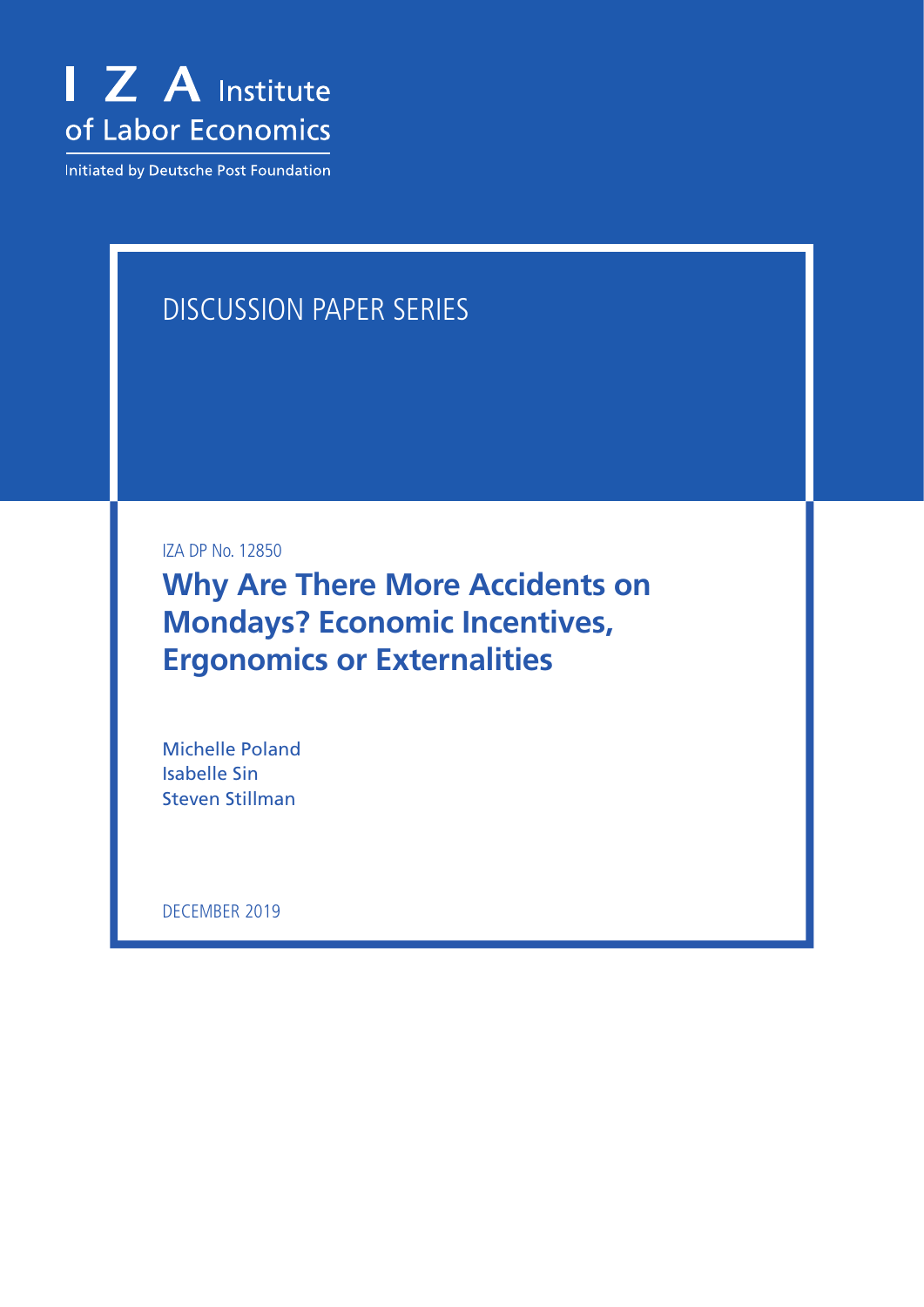I Z A Institute of Labor Economics

Initiated by Deutsche Post Foundation

DISCUSSION PAPER SERIES

IZA DP No. 12850

# Why Are There More Accidents on Mondays? Economic Incentives, Ergonomics or Externalities

Michelle Poland
Isabelle Sin
Steven Stillman

DECEMBER 2019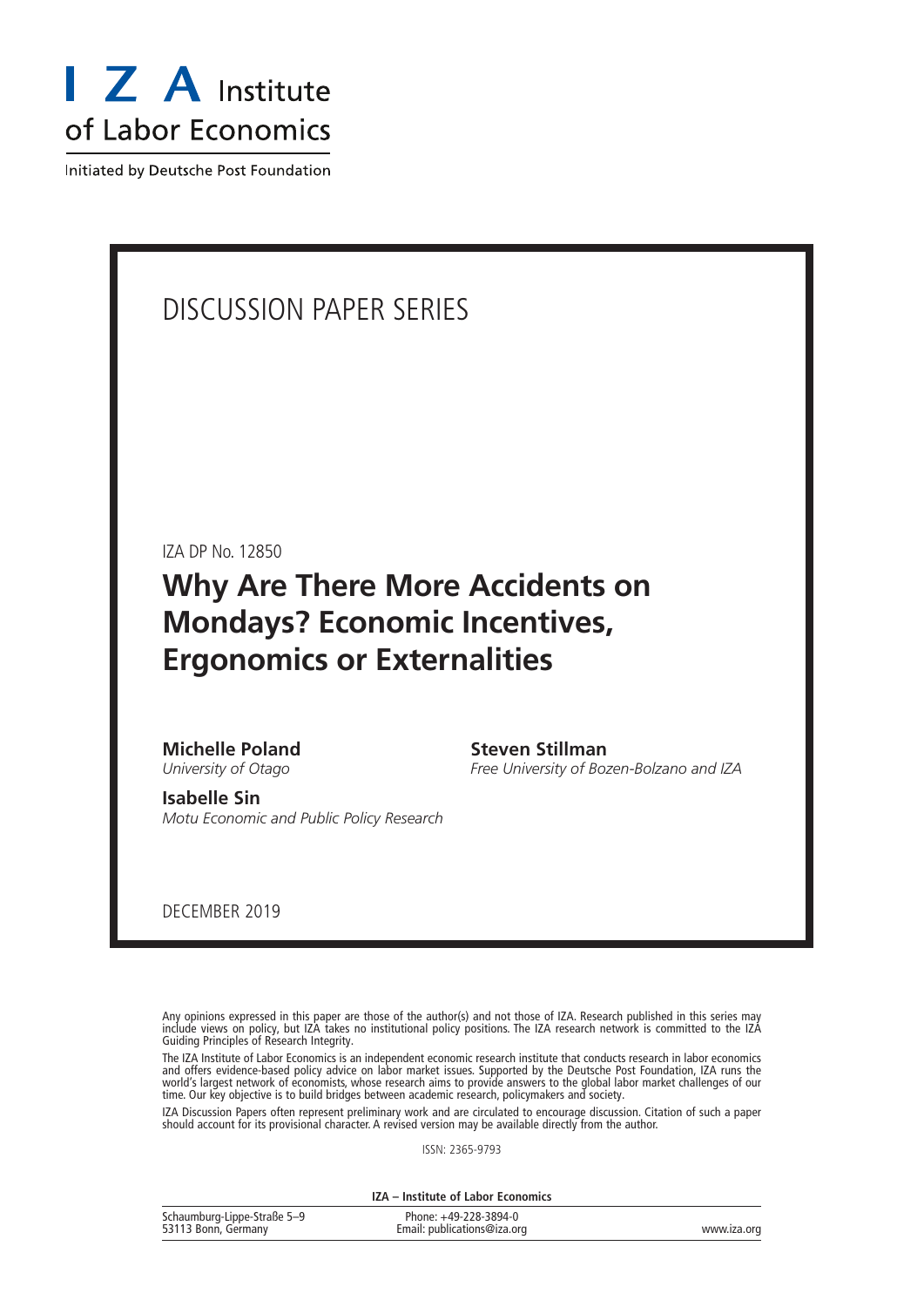I Z A Institute of Labor Economics

Initiated by Deutsche Post Foundation

DISCUSSION PAPER SERIES

IZA DP No. 12850

# Why Are There More Accidents on Mondays? Economic Incentives, Ergonomics or Externalities

**Michelle Poland**
*University of Otago*

**Isabelle Sin**
*Motu Economic and Public Policy Research*

**Steven Stillman**
*Free University of Bozen-Bolzano and IZA*

DECEMBER 2019

Any opinions expressed in this paper are those of the author(s) and not those of IZA. Research published in this series may include views on policy, but IZA takes no institutional policy positions. The IZA research network is committed to the IZA Guiding Principles of Research Integrity.

The IZA Institute of Labor Economics is an independent economic research institute that conducts research in labor economics and offers evidence-based policy advice on labor market issues. Supported by the Deutsche Post Foundation, IZA runs the world's largest network of economists, whose research aims to provide answers to the global labor market challenges of our time. Our key objective is to build bridges between academic research, policymakers and society.

IZA Discussion Papers often represent preliminary work and are circulated to encourage discussion. Citation of such a paper should account for its provisional character. A revised version may be available directly from the author.

ISSN: 2365-9793

**IZA – Institute of Labor Economics**

Schaumburg-Lippe-Straße 5–9
53113 Bonn, Germany

Phone: +49-228-3894-0
Email: publications@iza.org

www.iza.org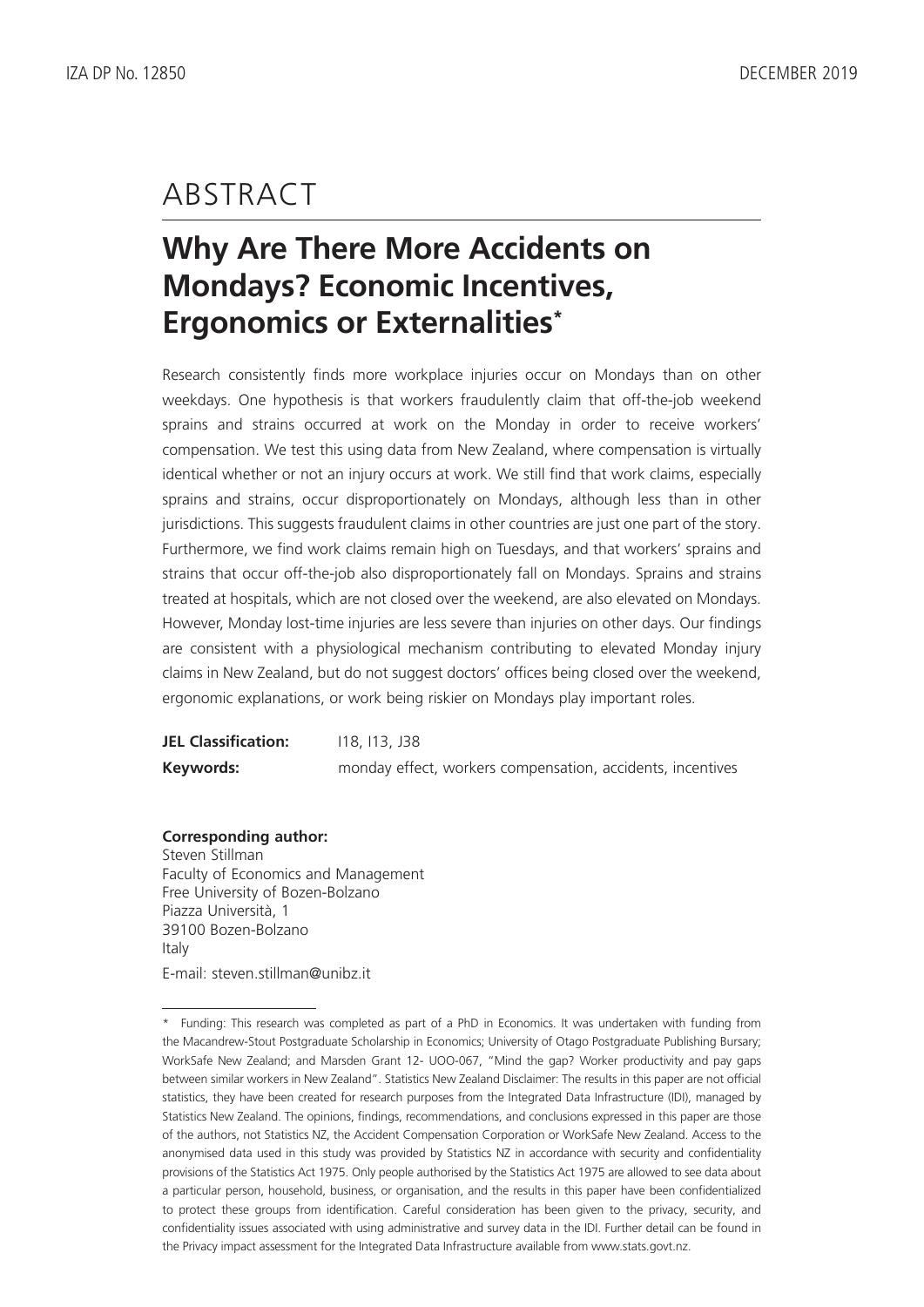# ABSTRACT

## Why Are There More Accidents on Mondays? Economic Incentives, Ergonomics or Externalities*

Research consistently finds more workplace injuries occur on Mondays than on other weekdays. One hypothesis is that workers fraudulently claim that off-the-job weekend sprains and strains occurred at work on the Monday in order to receive workers' compensation. We test this using data from New Zealand, where compensation is virtually identical whether or not an injury occurs at work. We still find that work claims, especially sprains and strains, occur disproportionately on Mondays, although less than in other jurisdictions. This suggests fraudulent claims in other countries are just one part of the story. Furthermore, we find work claims remain high on Tuesdays, and that workers' sprains and strains that occur off-the-job also disproportionately fall on Mondays. Sprains and strains treated at hospitals, which are not closed over the weekend, are also elevated on Mondays. However, Monday lost-time injuries are less severe than injuries on other days. Our findings are consistent with a physiological mechanism contributing to elevated Monday injury claims in New Zealand, but do not suggest doctors' offices being closed over the weekend, ergonomic explanations, or work being riskier on Mondays play important roles.

**JEL Classification:** I18, I13, J38

**Keywords:** monday effect, workers compensation, accidents, incentives

**Corresponding author:**
Steven Stillman
Faculty of Economics and Management
Free University of Bozen-Bolzano
Piazza Università, 1
39100 Bozen-Bolzano
Italy

E-mail: steven.stillman@unibz.it

---

\* Funding: This research was completed as part of a PhD in Economics. It was undertaken with funding from the Macandrew-Stout Postgraduate Scholarship in Economics; University of Otago Postgraduate Publishing Bursary; WorkSafe New Zealand; and Marsden Grant 12- UOO-067, "Mind the gap? Worker productivity and pay gaps between similar workers in New Zealand". Statistics New Zealand Disclaimer: The results in this paper are not official statistics, they have been created for research purposes from the Integrated Data Infrastructure (IDI), managed by Statistics New Zealand. The opinions, findings, recommendations, and conclusions expressed in this paper are those of the authors, not Statistics NZ, the Accident Compensation Corporation or WorkSafe New Zealand. Access to the anonymised data used in this study was provided by Statistics NZ in accordance with security and confidentiality provisions of the Statistics Act 1975. Only people authorised by the Statistics Act 1975 are allowed to see data about a particular person, household, business, or organisation, and the results in this paper have been confidentialized to protect these groups from identification. Careful consideration has been given to the privacy, security, and confidentiality issues associated with using administrative and survey data in the IDI. Further detail can be found in the Privacy impact assessment for the Integrated Data Infrastructure available from www.stats.govt.nz.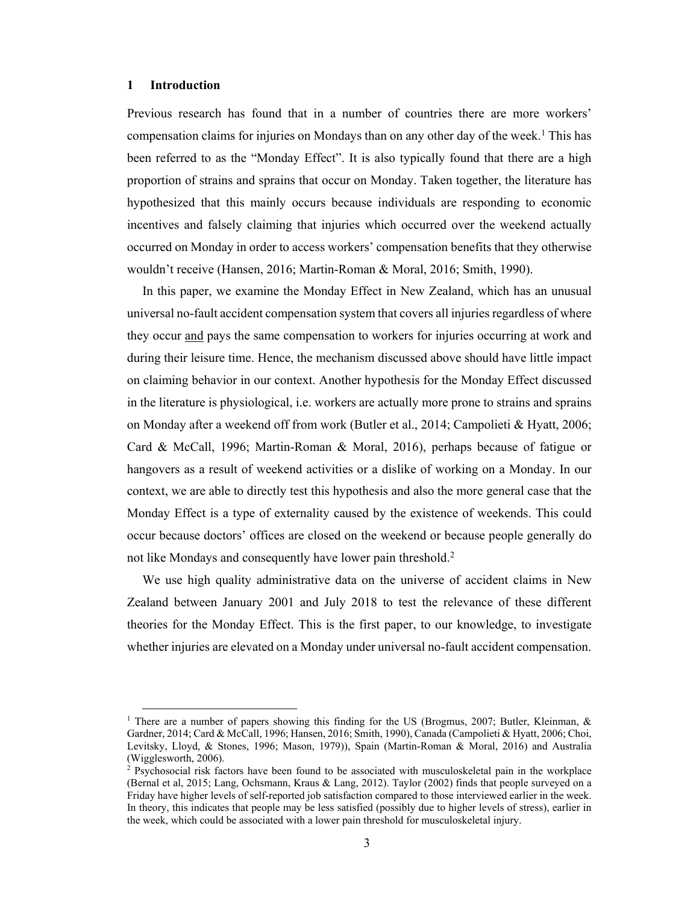## 1 Introduction

Previous research has found that in a number of countries there are more workers' compensation claims for injuries on Mondays than on any other day of the week.[1] This has been referred to as the "Monday Effect". It is also typically found that there are a high proportion of strains and sprains that occur on Monday. Taken together, the literature has hypothesized that this mainly occurs because individuals are responding to economic incentives and falsely claiming that injuries which occurred over the weekend actually occurred on Monday in order to access workers' compensation benefits that they otherwise wouldn't receive (Hansen, 2016; Martin-Roman & Moral, 2016; Smith, 1990).

In this paper, we examine the Monday Effect in New Zealand, which has an unusual universal no-fault accident compensation system that covers all injuries regardless of where they occur and pays the same compensation to workers for injuries occurring at work and during their leisure time. Hence, the mechanism discussed above should have little impact on claiming behavior in our context. Another hypothesis for the Monday Effect discussed in the literature is physiological, i.e. workers are actually more prone to strains and sprains on Monday after a weekend off from work (Butler et al., 2014; Campolieti & Hyatt, 2006; Card & McCall, 1996; Martin-Roman & Moral, 2016), perhaps because of fatigue or hangovers as a result of weekend activities or a dislike of working on a Monday. In our context, we are able to directly test this hypothesis and also the more general case that the Monday Effect is a type of externality caused by the existence of weekends. This could occur because doctors' offices are closed on the weekend or because people generally do not like Mondays and consequently have lower pain threshold.[2]

We use high quality administrative data on the universe of accident claims in New Zealand between January 2001 and July 2018 to test the relevance of these different theories for the Monday Effect. This is the first paper, to our knowledge, to investigate whether injuries are elevated on a Monday under universal no-fault accident compensation.

[1] There are a number of papers showing this finding for the US (Brogmus, 2007; Butler, Kleinman, & Gardner, 2014; Card & McCall, 1996; Hansen, 2016; Smith, 1990), Canada (Campolieti & Hyatt, 2006; Choi, Levitsky, Lloyd, & Stones, 1996; Mason, 1979)), Spain (Martin-Roman & Moral, 2016) and Australia (Wigglesworth, 2006).

[2] Psychosocial risk factors have been found to be associated with musculoskeletal pain in the workplace (Bernal et al, 2015; Lang, Ochsmann, Kraus & Lang, 2012). Taylor (2002) finds that people surveyed on a Friday have higher levels of self-reported job satisfaction compared to those interviewed earlier in the week. In theory, this indicates that people may be less satisfied (possibly due to higher levels of stress), earlier in the week, which could be associated with a lower pain threshold for musculoskeletal injury.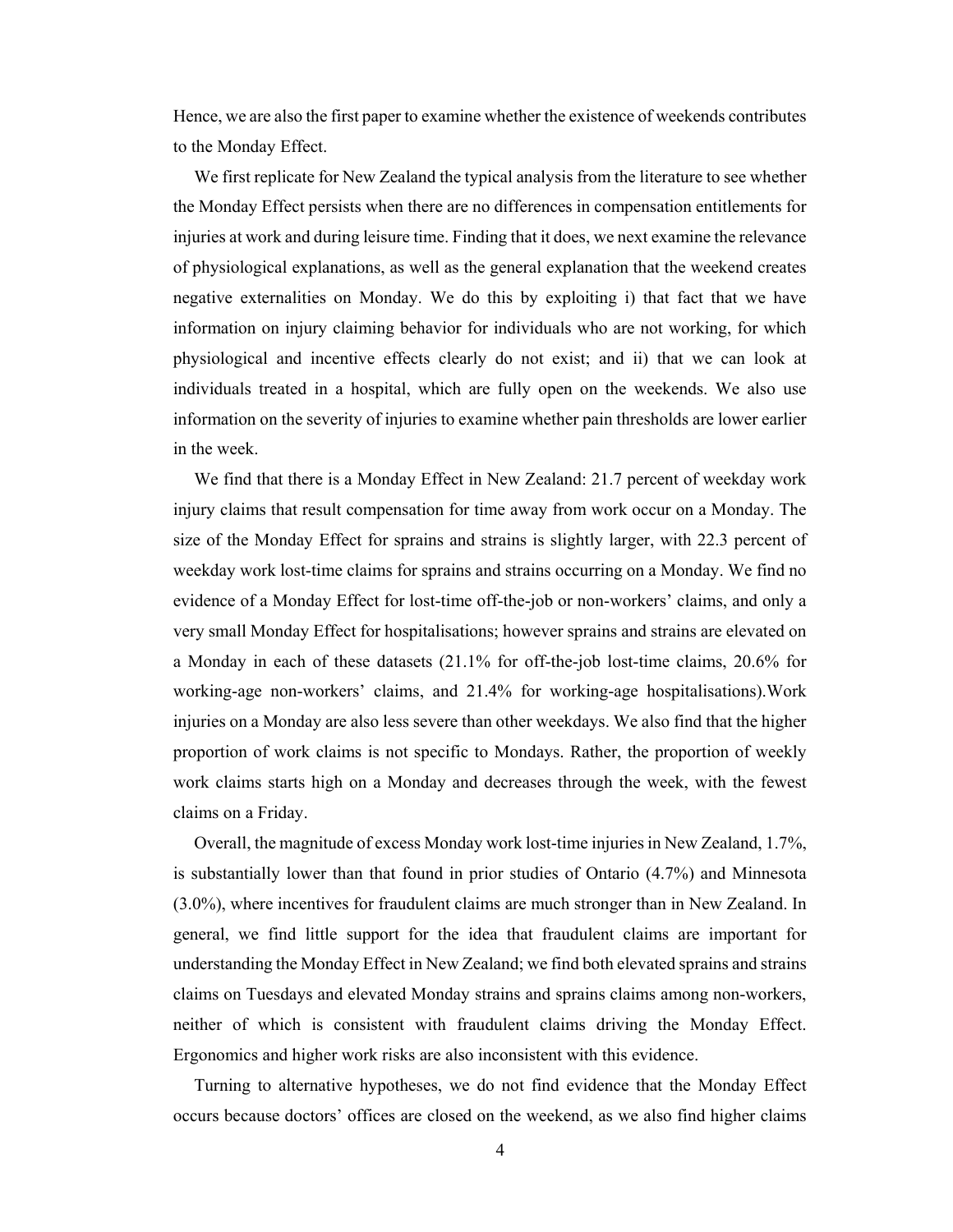Hence, we are also the first paper to examine whether the existence of weekends contributes to the Monday Effect.

We first replicate for New Zealand the typical analysis from the literature to see whether the Monday Effect persists when there are no differences in compensation entitlements for injuries at work and during leisure time. Finding that it does, we next examine the relevance of physiological explanations, as well as the general explanation that the weekend creates negative externalities on Monday. We do this by exploiting i) that fact that we have information on injury claiming behavior for individuals who are not working, for which physiological and incentive effects clearly do not exist; and ii) that we can look at individuals treated in a hospital, which are fully open on the weekends. We also use information on the severity of injuries to examine whether pain thresholds are lower earlier in the week.

We find that there is a Monday Effect in New Zealand: 21.7 percent of weekday work injury claims that result compensation for time away from work occur on a Monday. The size of the Monday Effect for sprains and strains is slightly larger, with 22.3 percent of weekday work lost-time claims for sprains and strains occurring on a Monday. We find no evidence of a Monday Effect for lost-time off-the-job or non-workers' claims, and only a very small Monday Effect for hospitalisations; however sprains and strains are elevated on a Monday in each of these datasets (21.1% for off-the-job lost-time claims, 20.6% for working-age non-workers' claims, and 21.4% for working-age hospitalisations).Work injuries on a Monday are also less severe than other weekdays. We also find that the higher proportion of work claims is not specific to Mondays. Rather, the proportion of weekly work claims starts high on a Monday and decreases through the week, with the fewest claims on a Friday.

Overall, the magnitude of excess Monday work lost-time injuries in New Zealand, 1.7%, is substantially lower than that found in prior studies of Ontario (4.7%) and Minnesota (3.0%), where incentives for fraudulent claims are much stronger than in New Zealand. In general, we find little support for the idea that fraudulent claims are important for understanding the Monday Effect in New Zealand; we find both elevated sprains and strains claims on Tuesdays and elevated Monday strains and sprains claims among non-workers, neither of which is consistent with fraudulent claims driving the Monday Effect. Ergonomics and higher work risks are also inconsistent with this evidence.

Turning to alternative hypotheses, we do not find evidence that the Monday Effect occurs because doctors' offices are closed on the weekend, as we also find higher claims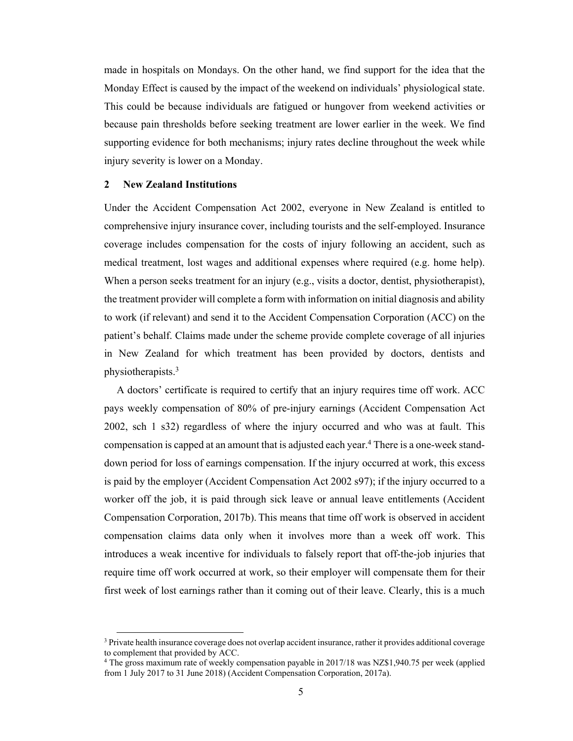made in hospitals on Mondays. On the other hand, we find support for the idea that the Monday Effect is caused by the impact of the weekend on individuals' physiological state. This could be because individuals are fatigued or hungover from weekend activities or because pain thresholds before seeking treatment are lower earlier in the week. We find supporting evidence for both mechanisms; injury rates decline throughout the week while injury severity is lower on a Monday.

## 2 New Zealand Institutions

Under the Accident Compensation Act 2002, everyone in New Zealand is entitled to comprehensive injury insurance cover, including tourists and the self-employed. Insurance coverage includes compensation for the costs of injury following an accident, such as medical treatment, lost wages and additional expenses where required (e.g. home help). When a person seeks treatment for an injury (e.g., visits a doctor, dentist, physiotherapist), the treatment provider will complete a form with information on initial diagnosis and ability to work (if relevant) and send it to the Accident Compensation Corporation (ACC) on the patient's behalf. Claims made under the scheme provide complete coverage of all injuries in New Zealand for which treatment has been provided by doctors, dentists and physiotherapists.[3]

A doctors' certificate is required to certify that an injury requires time off work. ACC pays weekly compensation of 80% of pre-injury earnings (Accident Compensation Act 2002, sch 1 s32) regardless of where the injury occurred and who was at fault. This compensation is capped at an amount that is adjusted each year.[4] There is a one-week stand-down period for loss of earnings compensation. If the injury occurred at work, this excess is paid by the employer (Accident Compensation Act 2002 s97); if the injury occurred to a worker off the job, it is paid through sick leave or annual leave entitlements (Accident Compensation Corporation, 2017b). This means that time off work is observed in accident compensation claims data only when it involves more than a week off work. This introduces a weak incentive for individuals to falsely report that off-the-job injuries that require time off work occurred at work, so their employer will compensate them for their first week of lost earnings rather than it coming out of their leave. Clearly, this is a much

[3] Private health insurance coverage does not overlap accident insurance, rather it provides additional coverage to complement that provided by ACC.

[4] The gross maximum rate of weekly compensation payable in 2017/18 was NZ$1,940.75 per week (applied from 1 July 2017 to 31 June 2018) (Accident Compensation Corporation, 2017a).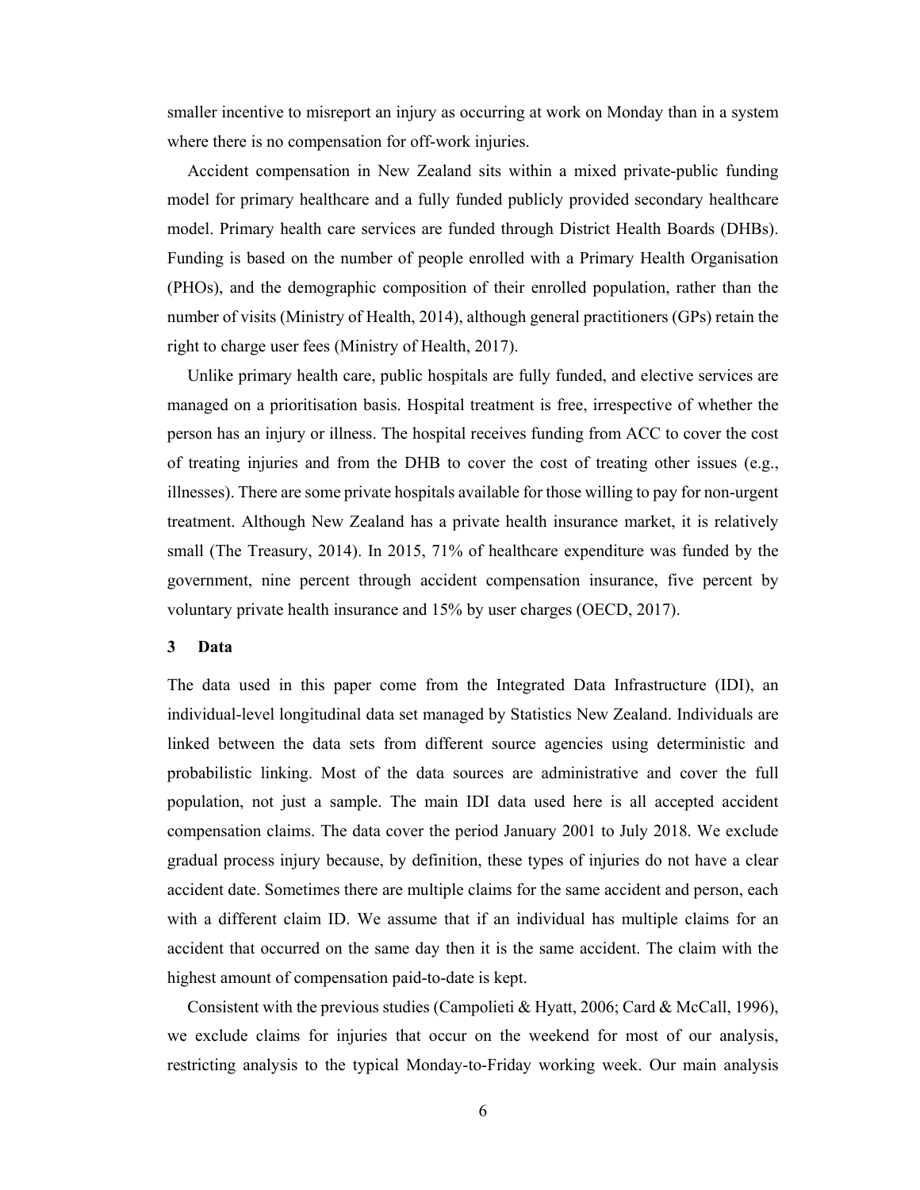smaller incentive to misreport an injury as occurring at work on Monday than in a system where there is no compensation for off-work injuries.

Accident compensation in New Zealand sits within a mixed private-public funding model for primary healthcare and a fully funded publicly provided secondary healthcare model. Primary health care services are funded through District Health Boards (DHBs). Funding is based on the number of people enrolled with a Primary Health Organisation (PHOs), and the demographic composition of their enrolled population, rather than the number of visits (Ministry of Health, 2014), although general practitioners (GPs) retain the right to charge user fees (Ministry of Health, 2017).

Unlike primary health care, public hospitals are fully funded, and elective services are managed on a prioritisation basis. Hospital treatment is free, irrespective of whether the person has an injury or illness. The hospital receives funding from ACC to cover the cost of treating injuries and from the DHB to cover the cost of treating other issues (e.g., illnesses). There are some private hospitals available for those willing to pay for non-urgent treatment. Although New Zealand has a private health insurance market, it is relatively small (The Treasury, 2014). In 2015, 71% of healthcare expenditure was funded by the government, nine percent through accident compensation insurance, five percent by voluntary private health insurance and 15% by user charges (OECD, 2017).

## 3 Data

The data used in this paper come from the Integrated Data Infrastructure (IDI), an individual-level longitudinal data set managed by Statistics New Zealand. Individuals are linked between the data sets from different source agencies using deterministic and probabilistic linking. Most of the data sources are administrative and cover the full population, not just a sample. The main IDI data used here is all accepted accident compensation claims. The data cover the period January 2001 to July 2018. We exclude gradual process injury because, by definition, these types of injuries do not have a clear accident date. Sometimes there are multiple claims for the same accident and person, each with a different claim ID. We assume that if an individual has multiple claims for an accident that occurred on the same day then it is the same accident. The claim with the highest amount of compensation paid-to-date is kept.

Consistent with the previous studies (Campolieti & Hyatt, 2006; Card & McCall, 1996), we exclude claims for injuries that occur on the weekend for most of our analysis, restricting analysis to the typical Monday-to-Friday working week. Our main analysis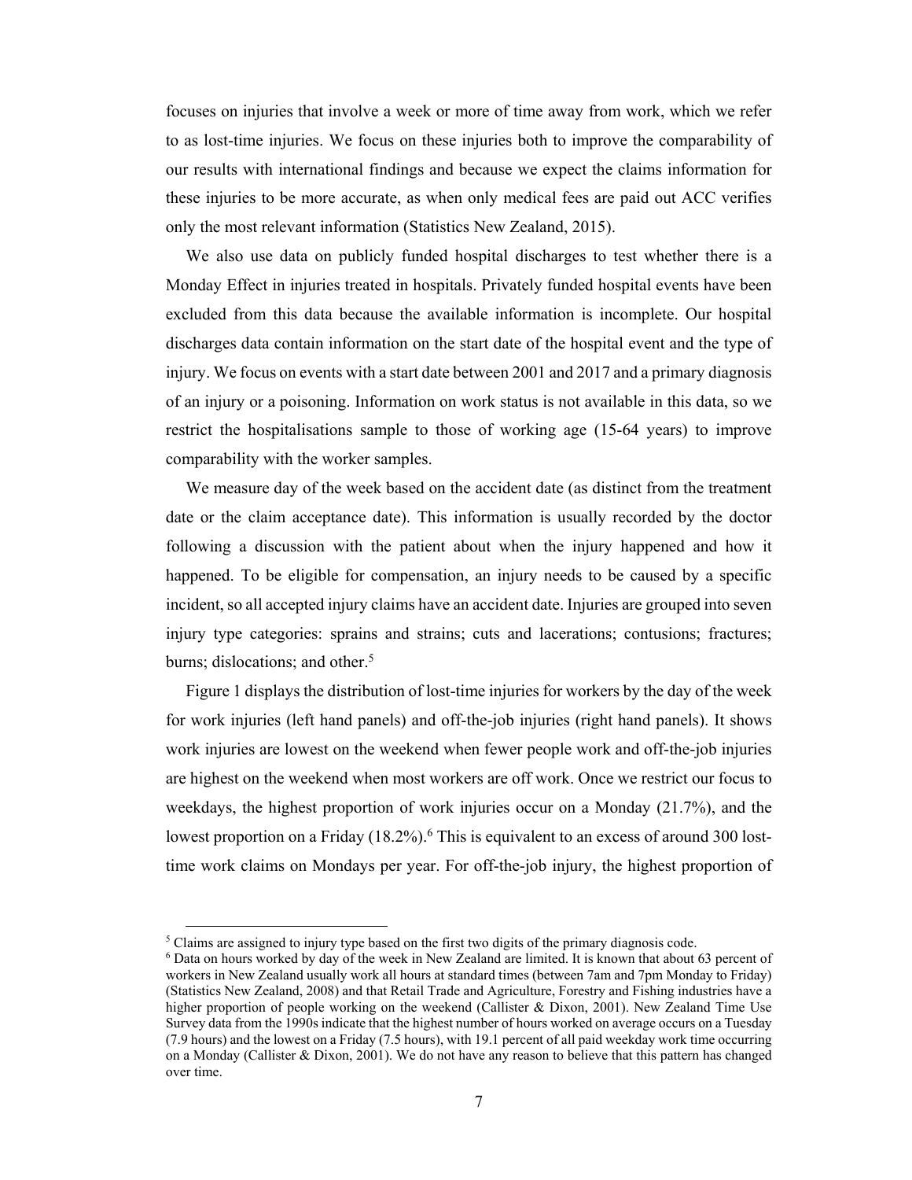focuses on injuries that involve a week or more of time away from work, which we refer to as lost-time injuries. We focus on these injuries both to improve the comparability of our results with international findings and because we expect the claims information for these injuries to be more accurate, as when only medical fees are paid out ACC verifies only the most relevant information (Statistics New Zealand, 2015).

We also use data on publicly funded hospital discharges to test whether there is a Monday Effect in injuries treated in hospitals. Privately funded hospital events have been excluded from this data because the available information is incomplete. Our hospital discharges data contain information on the start date of the hospital event and the type of injury. We focus on events with a start date between 2001 and 2017 and a primary diagnosis of an injury or a poisoning. Information on work status is not available in this data, so we restrict the hospitalisations sample to those of working age (15-64 years) to improve comparability with the worker samples.

We measure day of the week based on the accident date (as distinct from the treatment date or the claim acceptance date). This information is usually recorded by the doctor following a discussion with the patient about when the injury happened and how it happened. To be eligible for compensation, an injury needs to be caused by a specific incident, so all accepted injury claims have an accident date. Injuries are grouped into seven injury type categories: sprains and strains; cuts and lacerations; contusions; fractures; burns; dislocations; and other.[5]

Figure 1 displays the distribution of lost-time injuries for workers by the day of the week for work injuries (left hand panels) and off-the-job injuries (right hand panels). It shows work injuries are lowest on the weekend when fewer people work and off-the-job injuries are highest on the weekend when most workers are off work. Once we restrict our focus to weekdays, the highest proportion of work injuries occur on a Monday (21.7%), and the lowest proportion on a Friday (18.2%).[6] This is equivalent to an excess of around 300 lost-time work claims on Mondays per year. For off-the-job injury, the highest proportion of

[5] Claims are assigned to injury type based on the first two digits of the primary diagnosis code.

[6] Data on hours worked by day of the week in New Zealand are limited. It is known that about 63 percent of workers in New Zealand usually work all hours at standard times (between 7am and 7pm Monday to Friday) (Statistics New Zealand, 2008) and that Retail Trade and Agriculture, Forestry and Fishing industries have a higher proportion of people working on the weekend (Callister & Dixon, 2001). New Zealand Time Use Survey data from the 1990s indicate that the highest number of hours worked on average occurs on a Tuesday (7.9 hours) and the lowest on a Friday (7.5 hours), with 19.1 percent of all paid weekday work time occurring on a Monday (Callister & Dixon, 2001). We do not have any reason to believe that this pattern has changed over time.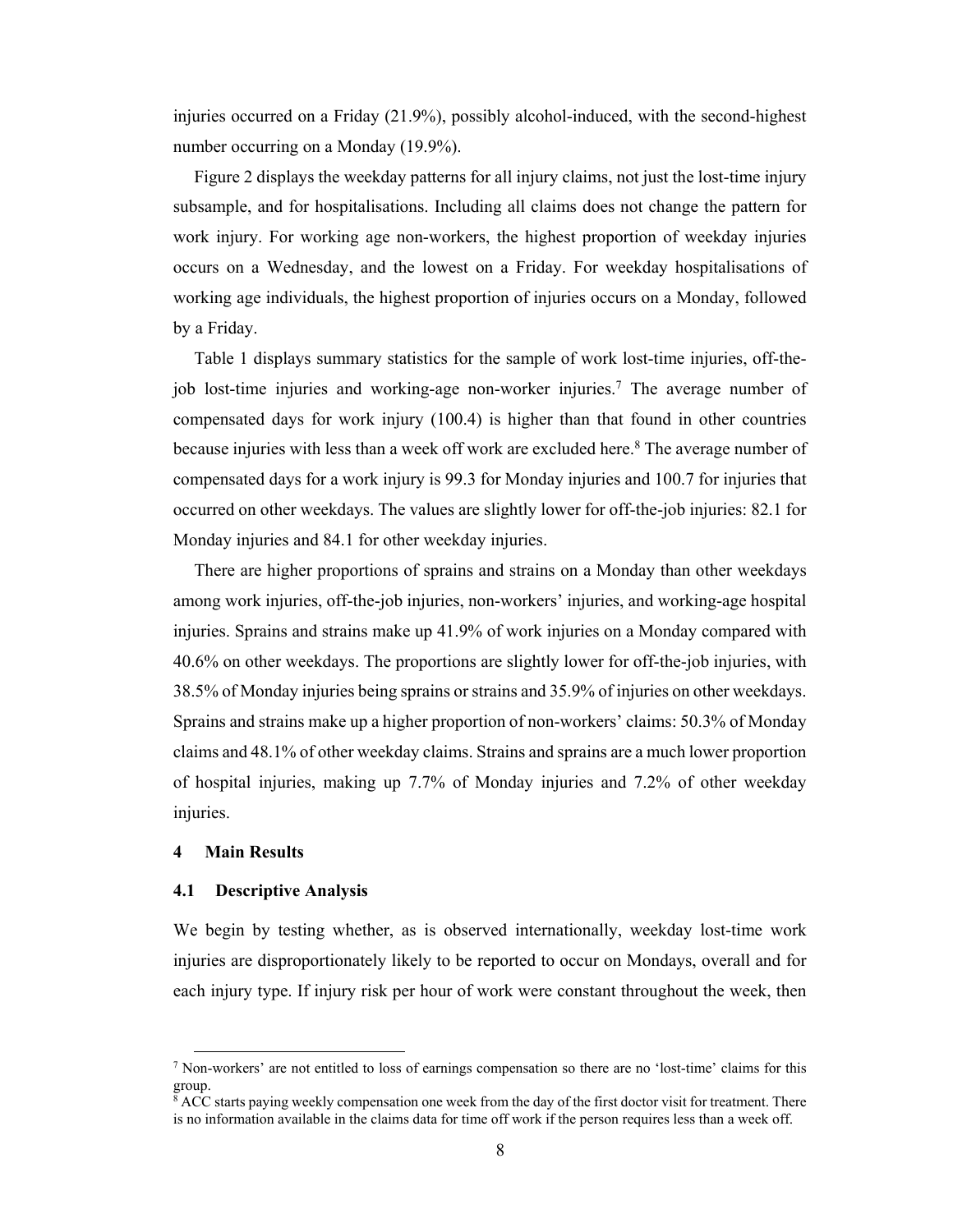injuries occurred on a Friday (21.9%), possibly alcohol-induced, with the second-highest number occurring on a Monday (19.9%).

Figure 2 displays the weekday patterns for all injury claims, not just the lost-time injury subsample, and for hospitalisations. Including all claims does not change the pattern for work injury. For working age non-workers, the highest proportion of weekday injuries occurs on a Wednesday, and the lowest on a Friday. For weekday hospitalisations of working age individuals, the highest proportion of injuries occurs on a Monday, followed by a Friday.

Table 1 displays summary statistics for the sample of work lost-time injuries, off-the-job lost-time injuries and working-age non-worker injuries.[7] The average number of compensated days for work injury (100.4) is higher than that found in other countries because injuries with less than a week off work are excluded here.[8] The average number of compensated days for a work injury is 99.3 for Monday injuries and 100.7 for injuries that occurred on other weekdays. The values are slightly lower for off-the-job injuries: 82.1 for Monday injuries and 84.1 for other weekday injuries.

There are higher proportions of sprains and strains on a Monday than other weekdays among work injuries, off-the-job injuries, non-workers' injuries, and working-age hospital injuries. Sprains and strains make up 41.9% of work injuries on a Monday compared with 40.6% on other weekdays. The proportions are slightly lower for off-the-job injuries, with 38.5% of Monday injuries being sprains or strains and 35.9% of injuries on other weekdays. Sprains and strains make up a higher proportion of non-workers' claims: 50.3% of Monday claims and 48.1% of other weekday claims. Strains and sprains are a much lower proportion of hospital injuries, making up 7.7% of Monday injuries and 7.2% of other weekday injuries.

## 4 Main Results

### 4.1 Descriptive Analysis

We begin by testing whether, as is observed internationally, weekday lost-time work injuries are disproportionately likely to be reported to occur on Mondays, overall and for each injury type. If injury risk per hour of work were constant throughout the week, then

[7] Non-workers' are not entitled to loss of earnings compensation so there are no 'lost-time' claims for this group.

[8] ACC starts paying weekly compensation one week from the day of the first doctor visit for treatment. There is no information available in the claims data for time off work if the person requires less than a week off.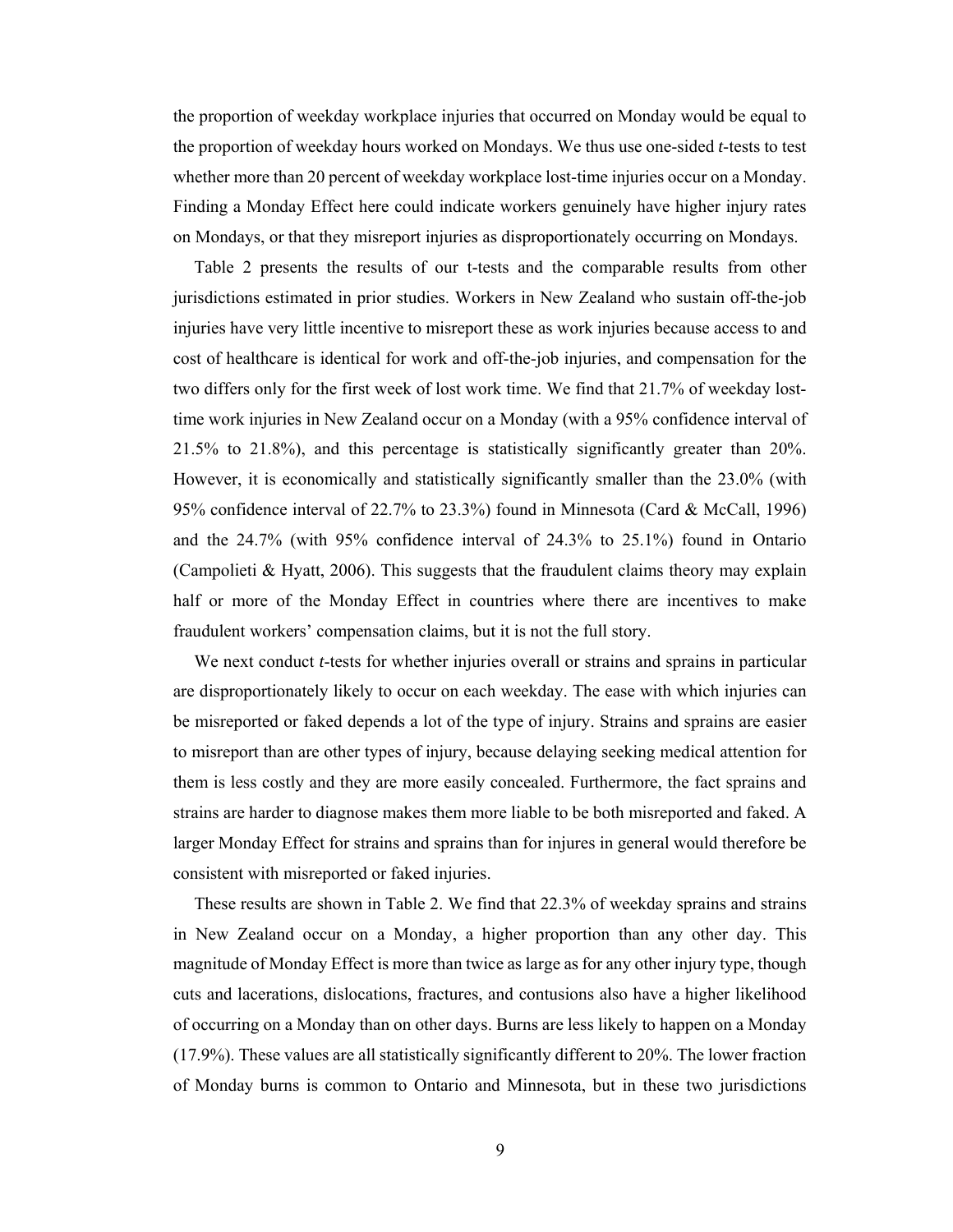the proportion of weekday workplace injuries that occurred on Monday would be equal to the proportion of weekday hours worked on Mondays. We thus use one-sided *t*-tests to test whether more than 20 percent of weekday workplace lost-time injuries occur on a Monday. Finding a Monday Effect here could indicate workers genuinely have higher injury rates on Mondays, or that they misreport injuries as disproportionately occurring on Mondays.

Table 2 presents the results of our t-tests and the comparable results from other jurisdictions estimated in prior studies. Workers in New Zealand who sustain off-the-job injuries have very little incentive to misreport these as work injuries because access to and cost of healthcare is identical for work and off-the-job injuries, and compensation for the two differs only for the first week of lost work time. We find that 21.7% of weekday lost-time work injuries in New Zealand occur on a Monday (with a 95% confidence interval of 21.5% to 21.8%), and this percentage is statistically significantly greater than 20%. However, it is economically and statistically significantly smaller than the 23.0% (with 95% confidence interval of 22.7% to 23.3%) found in Minnesota (Card & McCall, 1996) and the 24.7% (with 95% confidence interval of 24.3% to 25.1%) found in Ontario (Campolieti & Hyatt, 2006). This suggests that the fraudulent claims theory may explain half or more of the Monday Effect in countries where there are incentives to make fraudulent workers' compensation claims, but it is not the full story.

We next conduct *t*-tests for whether injuries overall or strains and sprains in particular are disproportionately likely to occur on each weekday. The ease with which injuries can be misreported or faked depends a lot of the type of injury. Strains and sprains are easier to misreport than are other types of injury, because delaying seeking medical attention for them is less costly and they are more easily concealed. Furthermore, the fact sprains and strains are harder to diagnose makes them more liable to be both misreported and faked. A larger Monday Effect for strains and sprains than for injures in general would therefore be consistent with misreported or faked injuries.

These results are shown in Table 2. We find that 22.3% of weekday sprains and strains in New Zealand occur on a Monday, a higher proportion than any other day. This magnitude of Monday Effect is more than twice as large as for any other injury type, though cuts and lacerations, dislocations, fractures, and contusions also have a higher likelihood of occurring on a Monday than on other days. Burns are less likely to happen on a Monday (17.9%). These values are all statistically significantly different to 20%. The lower fraction of Monday burns is common to Ontario and Minnesota, but in these two jurisdictions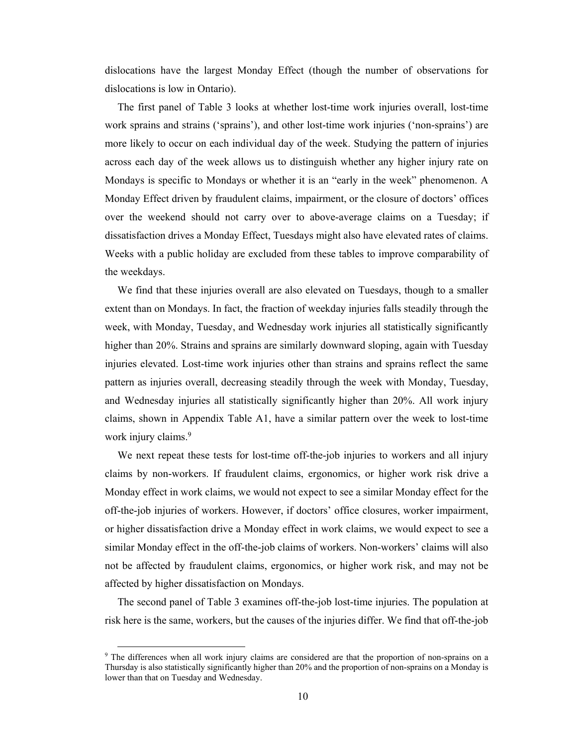dislocations have the largest Monday Effect (though the number of observations for dislocations is low in Ontario).

The first panel of Table 3 looks at whether lost-time work injuries overall, lost-time work sprains and strains ('sprains'), and other lost-time work injuries ('non-sprains') are more likely to occur on each individual day of the week. Studying the pattern of injuries across each day of the week allows us to distinguish whether any higher injury rate on Mondays is specific to Mondays or whether it is an "early in the week" phenomenon. A Monday Effect driven by fraudulent claims, impairment, or the closure of doctors' offices over the weekend should not carry over to above-average claims on a Tuesday; if dissatisfaction drives a Monday Effect, Tuesdays might also have elevated rates of claims. Weeks with a public holiday are excluded from these tables to improve comparability of the weekdays.

We find that these injuries overall are also elevated on Tuesdays, though to a smaller extent than on Mondays. In fact, the fraction of weekday injuries falls steadily through the week, with Monday, Tuesday, and Wednesday work injuries all statistically significantly higher than 20%. Strains and sprains are similarly downward sloping, again with Tuesday injuries elevated. Lost-time work injuries other than strains and sprains reflect the same pattern as injuries overall, decreasing steadily through the week with Monday, Tuesday, and Wednesday injuries all statistically significantly higher than 20%. All work injury claims, shown in Appendix Table A1, have a similar pattern over the week to lost-time work injury claims.[9]

We next repeat these tests for lost-time off-the-job injuries to workers and all injury claims by non-workers. If fraudulent claims, ergonomics, or higher work risk drive a Monday effect in work claims, we would not expect to see a similar Monday effect for the off-the-job injuries of workers. However, if doctors' office closures, worker impairment, or higher dissatisfaction drive a Monday effect in work claims, we would expect to see a similar Monday effect in the off-the-job claims of workers. Non-workers' claims will also not be affected by fraudulent claims, ergonomics, or higher work risk, and may not be affected by higher dissatisfaction on Mondays.

The second panel of Table 3 examines off-the-job lost-time injuries. The population at risk here is the same, workers, but the causes of the injuries differ. We find that off-the-job

[9] The differences when all work injury claims are considered are that the proportion of non-sprains on a Thursday is also statistically significantly higher than 20% and the proportion of non-sprains on a Monday is lower than that on Tuesday and Wednesday.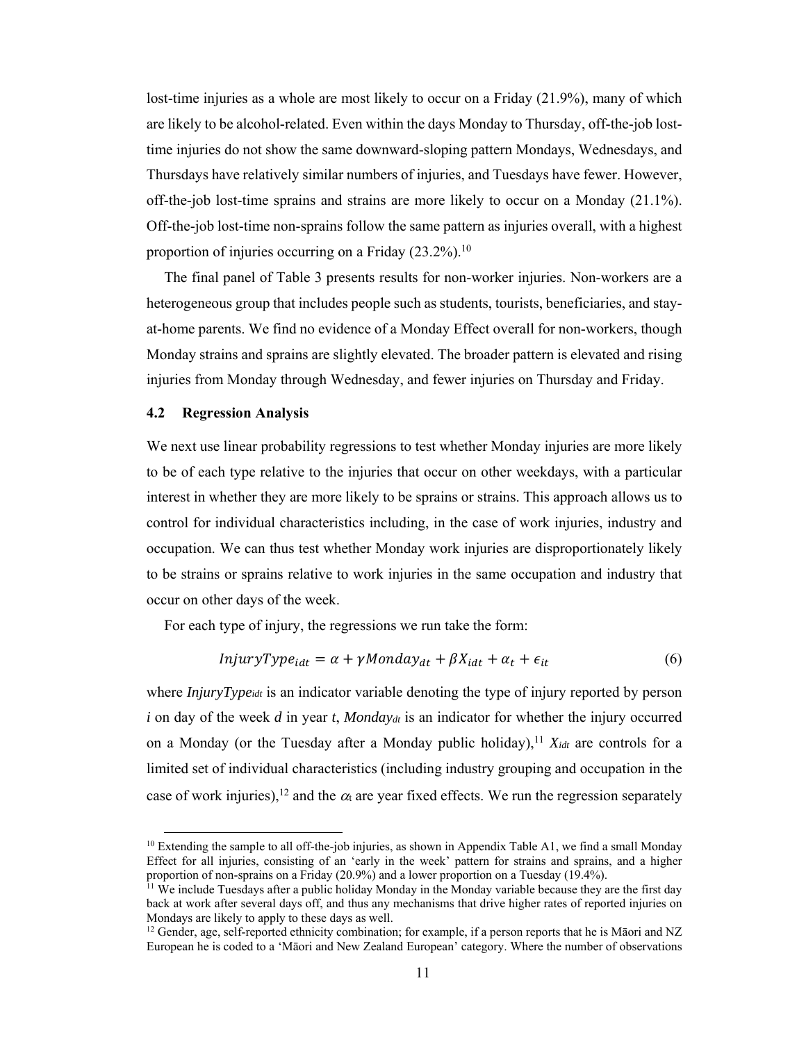lost-time injuries as a whole are most likely to occur on a Friday (21.9%), many of which are likely to be alcohol-related. Even within the days Monday to Thursday, off-the-job lost-time injuries do not show the same downward-sloping pattern Mondays, Wednesdays, and Thursdays have relatively similar numbers of injuries, and Tuesdays have fewer. However, off-the-job lost-time sprains and strains are more likely to occur on a Monday (21.1%). Off-the-job lost-time non-sprains follow the same pattern as injuries overall, with a highest proportion of injuries occurring on a Friday (23.2%).[10]

The final panel of Table 3 presents results for non-worker injuries. Non-workers are a heterogeneous group that includes people such as students, tourists, beneficiaries, and stay-at-home parents. We find no evidence of a Monday Effect overall for non-workers, though Monday strains and sprains are slightly elevated. The broader pattern is elevated and rising injuries from Monday through Wednesday, and fewer injuries on Thursday and Friday.

### 4.2 Regression Analysis

We next use linear probability regressions to test whether Monday injuries are more likely to be of each type relative to the injuries that occur on other weekdays, with a particular interest in whether they are more likely to be sprains or strains. This approach allows us to control for individual characteristics including, in the case of work injuries, industry and occupation. We can thus test whether Monday work injuries are disproportionately likely to be strains or sprains relative to work injuries in the same occupation and industry that occur on other days of the week.

For each type of injury, the regressions we run take the form:

$$InjuryType_{idt} = \alpha + \gamma Monday_{dt} + \beta X_{idt} + \alpha_t + \epsilon_{it} \tag{6}$$

where $InjuryType_{idt}$ is an indicator variable denoting the type of injury reported by person $i$ on day of the week $d$ in year $t$, $Monday_{dt}$ is an indicator for whether the injury occurred on a Monday (or the Tuesday after a Monday public holiday),[11] $X_{idt}$ are controls for a limited set of individual characteristics (including industry grouping and occupation in the case of work injuries),[12] and the $\alpha_t$ are year fixed effects. We run the regression separately

---

[10] Extending the sample to all off-the-job injuries, as shown in Appendix Table A1, we find a small Monday Effect for all injuries, consisting of an 'early in the week' pattern for strains and sprains, and a higher proportion of non-sprains on a Friday (20.9%) and a lower proportion on a Tuesday (19.4%).

[11] We include Tuesdays after a public holiday Monday in the Monday variable because they are the first day back at work after several days off, and thus any mechanisms that drive higher rates of reported injuries on Mondays are likely to apply to these days as well.

[12] Gender, age, self-reported ethnicity combination; for example, if a person reports that he is Māori and NZ European he is coded to a 'Māori and New Zealand European' category. Where the number of observations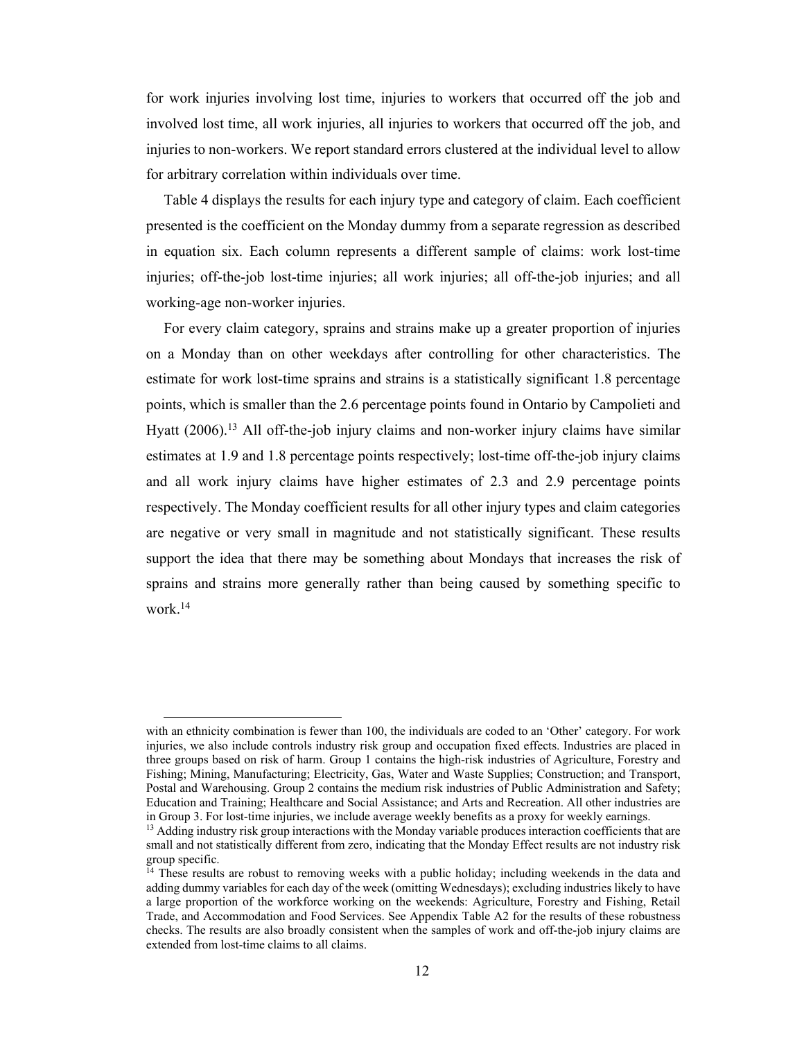for work injuries involving lost time, injuries to workers that occurred off the job and involved lost time, all work injuries, all injuries to workers that occurred off the job, and injuries to non-workers. We report standard errors clustered at the individual level to allow for arbitrary correlation within individuals over time.

Table 4 displays the results for each injury type and category of claim. Each coefficient presented is the coefficient on the Monday dummy from a separate regression as described in equation six. Each column represents a different sample of claims: work lost-time injuries; off-the-job lost-time injuries; all work injuries; all off-the-job injuries; and all working-age non-worker injuries.

For every claim category, sprains and strains make up a greater proportion of injuries on a Monday than on other weekdays after controlling for other characteristics. The estimate for work lost-time sprains and strains is a statistically significant 1.8 percentage points, which is smaller than the 2.6 percentage points found in Ontario by Campolieti and Hyatt (2006).[13] All off-the-job injury claims and non-worker injury claims have similar estimates at 1.9 and 1.8 percentage points respectively; lost-time off-the-job injury claims and all work injury claims have higher estimates of 2.3 and 2.9 percentage points respectively. The Monday coefficient results for all other injury types and claim categories are negative or very small in magnitude and not statistically significant. These results support the idea that there may be something about Mondays that increases the risk of sprains and strains more generally rather than being caused by something specific to work.[14]

---

with an ethnicity combination is fewer than 100, the individuals are coded to an 'Other' category. For work injuries, we also include controls industry risk group and occupation fixed effects. Industries are placed in three groups based on risk of harm. Group 1 contains the high-risk industries of Agriculture, Forestry and Fishing; Mining, Manufacturing; Electricity, Gas, Water and Waste Supplies; Construction; and Transport, Postal and Warehousing. Group 2 contains the medium risk industries of Public Administration and Safety; Education and Training; Healthcare and Social Assistance; and Arts and Recreation. All other industries are in Group 3. For lost-time injuries, we include average weekly benefits as a proxy for weekly earnings.

[13] Adding industry risk group interactions with the Monday variable produces interaction coefficients that are small and not statistically different from zero, indicating that the Monday Effect results are not industry risk group specific.

[14] These results are robust to removing weeks with a public holiday; including weekends in the data and adding dummy variables for each day of the week (omitting Wednesdays); excluding industries likely to have a large proportion of the workforce working on the weekends: Agriculture, Forestry and Fishing, Retail Trade, and Accommodation and Food Services. See Appendix Table A2 for the results of these robustness checks. The results are also broadly consistent when the samples of work and off-the-job injury claims are extended from lost-time claims to all claims.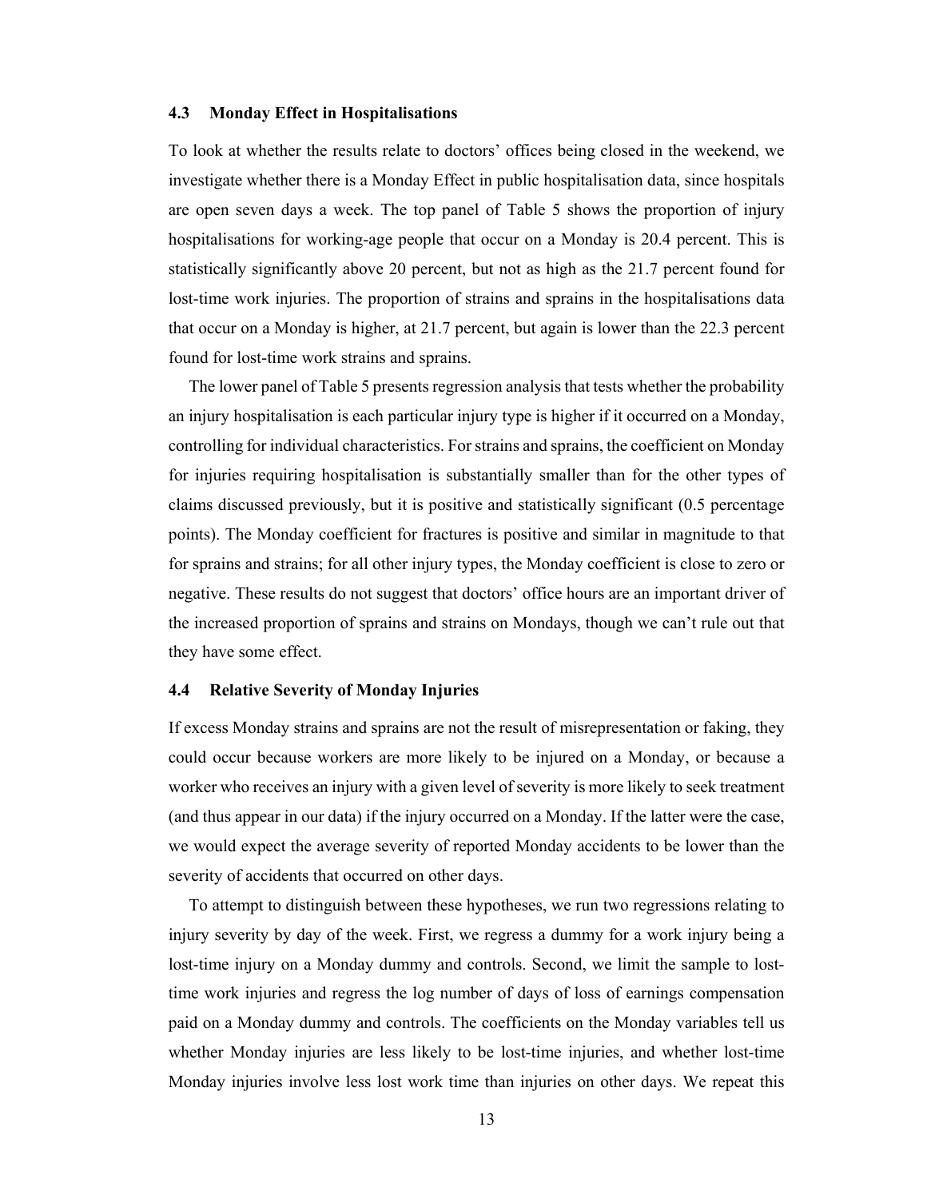### 4.3 Monday Effect in Hospitalisations

To look at whether the results relate to doctors' offices being closed in the weekend, we investigate whether there is a Monday Effect in public hospitalisation data, since hospitals are open seven days a week. The top panel of Table 5 shows the proportion of injury hospitalisations for working-age people that occur on a Monday is 20.4 percent. This is statistically significantly above 20 percent, but not as high as the 21.7 percent found for lost-time work injuries. The proportion of strains and sprains in the hospitalisations data that occur on a Monday is higher, at 21.7 percent, but again is lower than the 22.3 percent found for lost-time work strains and sprains.

The lower panel of Table 5 presents regression analysis that tests whether the probability an injury hospitalisation is each particular injury type is higher if it occurred on a Monday, controlling for individual characteristics. For strains and sprains, the coefficient on Monday for injuries requiring hospitalisation is substantially smaller than for the other types of claims discussed previously, but it is positive and statistically significant (0.5 percentage points). The Monday coefficient for fractures is positive and similar in magnitude to that for sprains and strains; for all other injury types, the Monday coefficient is close to zero or negative. These results do not suggest that doctors' office hours are an important driver of the increased proportion of sprains and strains on Mondays, though we can't rule out that they have some effect.

### 4.4 Relative Severity of Monday Injuries

If excess Monday strains and sprains are not the result of misrepresentation or faking, they could occur because workers are more likely to be injured on a Monday, or because a worker who receives an injury with a given level of severity is more likely to seek treatment (and thus appear in our data) if the injury occurred on a Monday. If the latter were the case, we would expect the average severity of reported Monday accidents to be lower than the severity of accidents that occurred on other days.

To attempt to distinguish between these hypotheses, we run two regressions relating to injury severity by day of the week. First, we regress a dummy for a work injury being a lost-time injury on a Monday dummy and controls. Second, we limit the sample to lost-time work injuries and regress the log number of days of loss of earnings compensation paid on a Monday dummy and controls. The coefficients on the Monday variables tell us whether Monday injuries are less likely to be lost-time injuries, and whether lost-time Monday injuries involve less lost work time than injuries on other days. We repeat this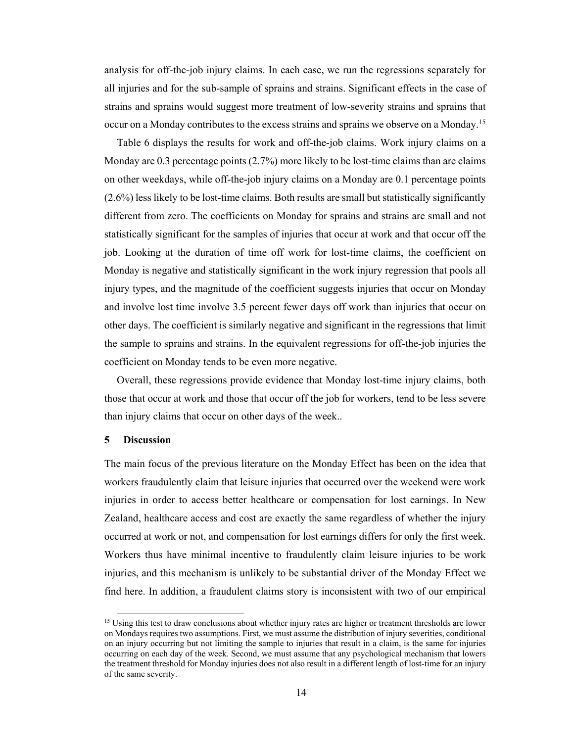analysis for off-the-job injury claims. In each case, we run the regressions separately for all injuries and for the sub-sample of sprains and strains. Significant effects in the case of strains and sprains would suggest more treatment of low-severity strains and sprains that occur on a Monday contributes to the excess strains and sprains we observe on a Monday.[15]

Table 6 displays the results for work and off-the-job claims. Work injury claims on a Monday are 0.3 percentage points (2.7%) more likely to be lost-time claims than are claims on other weekdays, while off-the-job injury claims on a Monday are 0.1 percentage points (2.6%) less likely to be lost-time claims. Both results are small but statistically significantly different from zero. The coefficients on Monday for sprains and strains are small and not statistically significant for the samples of injuries that occur at work and that occur off the job. Looking at the duration of time off work for lost-time claims, the coefficient on Monday is negative and statistically significant in the work injury regression that pools all injury types, and the magnitude of the coefficient suggests injuries that occur on Monday and involve lost time involve 3.5 percent fewer days off work than injuries that occur on other days. The coefficient is similarly negative and significant in the regressions that limit the sample to sprains and strains. In the equivalent regressions for off-the-job injuries the coefficient on Monday tends to be even more negative.

Overall, these regressions provide evidence that Monday lost-time injury claims, both those that occur at work and those that occur off the job for workers, tend to be less severe than injury claims that occur on other days of the week..

## 5 Discussion

The main focus of the previous literature on the Monday Effect has been on the idea that workers fraudulently claim that leisure injuries that occurred over the weekend were work injuries in order to access better healthcare or compensation for lost earnings. In New Zealand, healthcare access and cost are exactly the same regardless of whether the injury occurred at work or not, and compensation for lost earnings differs for only the first week. Workers thus have minimal incentive to fraudulently claim leisure injuries to be work injuries, and this mechanism is unlikely to be substantial driver of the Monday Effect we find here. In addition, a fraudulent claims story is inconsistent with two of our empirical

[15] Using this test to draw conclusions about whether injury rates are higher or treatment thresholds are lower on Mondays requires two assumptions. First, we must assume the distribution of injury severities, conditional on an injury occurring but not limiting the sample to injuries that result in a claim, is the same for injuries occurring on each day of the week. Second, we must assume that any psychological mechanism that lowers the treatment threshold for Monday injuries does not also result in a different length of lost-time for an injury of the same severity.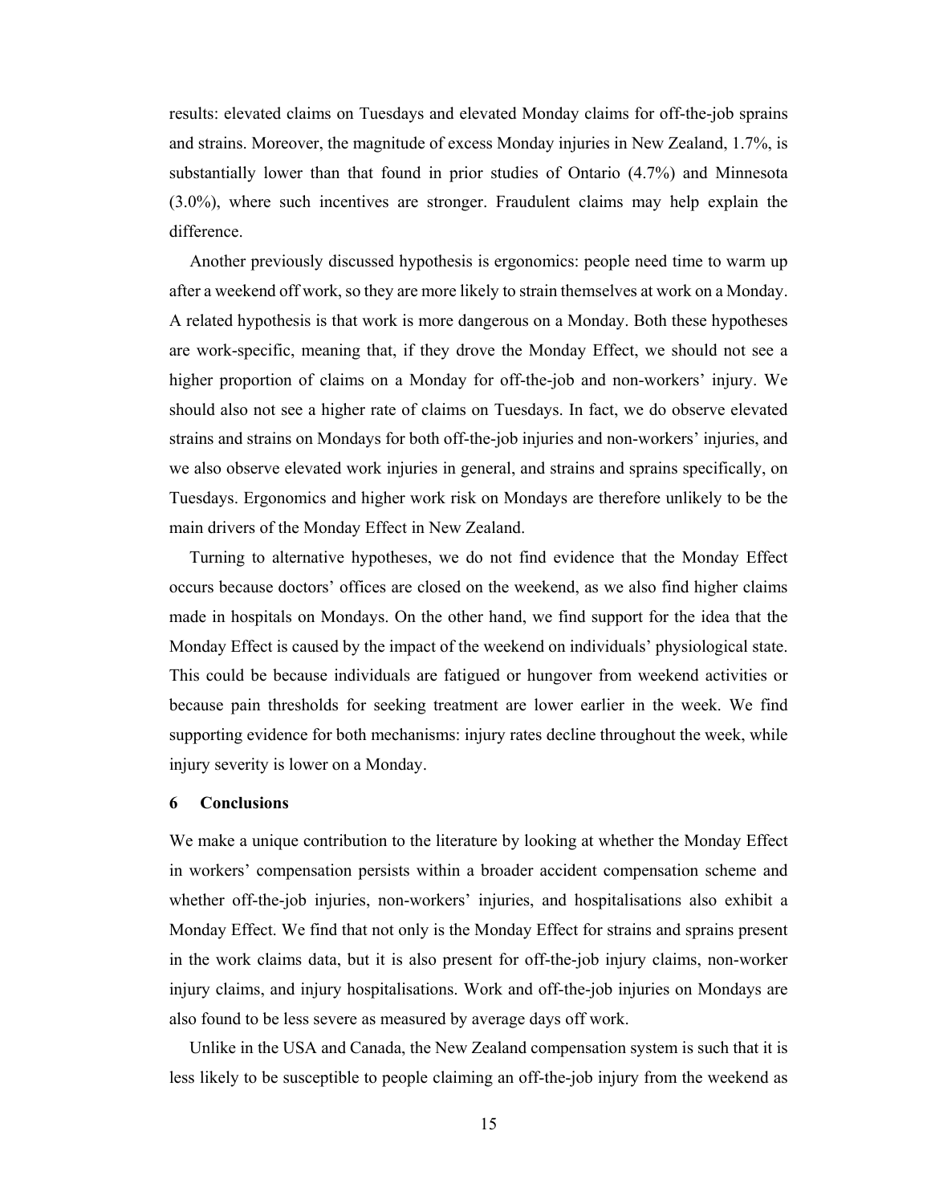results: elevated claims on Tuesdays and elevated Monday claims for off-the-job sprains and strains. Moreover, the magnitude of excess Monday injuries in New Zealand, 1.7%, is substantially lower than that found in prior studies of Ontario (4.7%) and Minnesota (3.0%), where such incentives are stronger. Fraudulent claims may help explain the difference.

Another previously discussed hypothesis is ergonomics: people need time to warm up after a weekend off work, so they are more likely to strain themselves at work on a Monday. A related hypothesis is that work is more dangerous on a Monday. Both these hypotheses are work-specific, meaning that, if they drove the Monday Effect, we should not see a higher proportion of claims on a Monday for off-the-job and non-workers' injury. We should also not see a higher rate of claims on Tuesdays. In fact, we do observe elevated strains and strains on Mondays for both off-the-job injuries and non-workers' injuries, and we also observe elevated work injuries in general, and strains and sprains specifically, on Tuesdays. Ergonomics and higher work risk on Mondays are therefore unlikely to be the main drivers of the Monday Effect in New Zealand.

Turning to alternative hypotheses, we do not find evidence that the Monday Effect occurs because doctors' offices are closed on the weekend, as we also find higher claims made in hospitals on Mondays. On the other hand, we find support for the idea that the Monday Effect is caused by the impact of the weekend on individuals' physiological state. This could be because individuals are fatigued or hungover from weekend activities or because pain thresholds for seeking treatment are lower earlier in the week. We find supporting evidence for both mechanisms: injury rates decline throughout the week, while injury severity is lower on a Monday.

## 6 Conclusions

We make a unique contribution to the literature by looking at whether the Monday Effect in workers' compensation persists within a broader accident compensation scheme and whether off-the-job injuries, non-workers' injuries, and hospitalisations also exhibit a Monday Effect. We find that not only is the Monday Effect for strains and sprains present in the work claims data, but it is also present for off-the-job injury claims, non-worker injury claims, and injury hospitalisations. Work and off-the-job injuries on Mondays are also found to be less severe as measured by average days off work.

Unlike in the USA and Canada, the New Zealand compensation system is such that it is less likely to be susceptible to people claiming an off-the-job injury from the weekend as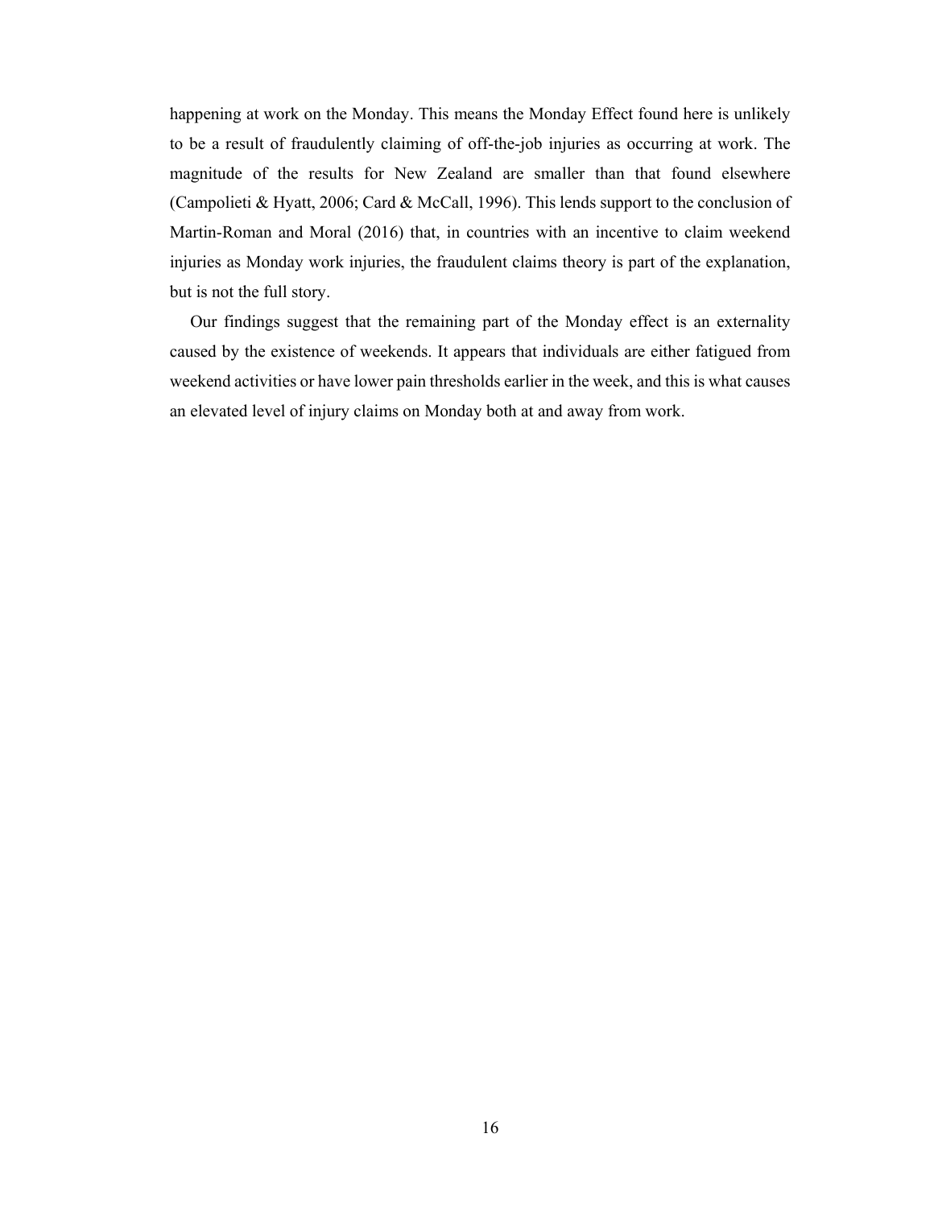happening at work on the Monday. This means the Monday Effect found here is unlikely to be a result of fraudulently claiming of off-the-job injuries as occurring at work. The magnitude of the results for New Zealand are smaller than that found elsewhere (Campolieti & Hyatt, 2006; Card & McCall, 1996). This lends support to the conclusion of Martin-Roman and Moral (2016) that, in countries with an incentive to claim weekend injuries as Monday work injuries, the fraudulent claims theory is part of the explanation, but is not the full story.

Our findings suggest that the remaining part of the Monday effect is an externality caused by the existence of weekends. It appears that individuals are either fatigued from weekend activities or have lower pain thresholds earlier in the week, and this is what causes an elevated level of injury claims on Monday both at and away from work.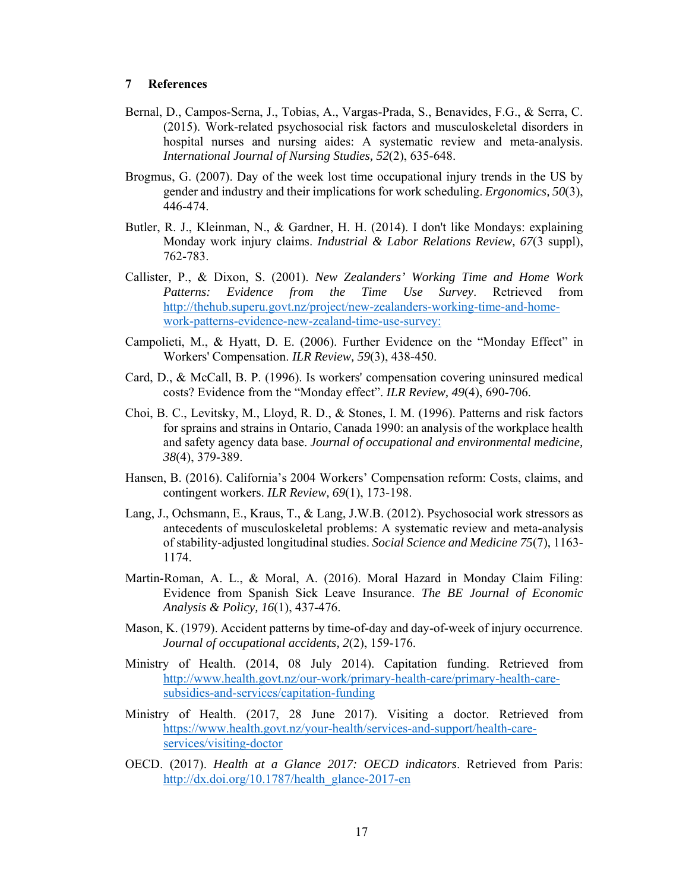# 7 References

Bernal, D., Campos-Serna, J., Tobias, A., Vargas-Prada, S., Benavides, F.G., & Serra, C. (2015). Work-related psychosocial risk factors and musculoskeletal disorders in hospital nurses and nursing aides: A systematic review and meta-analysis. *International Journal of Nursing Studies, 52*(2), 635-648.

Brogmus, G. (2007). Day of the week lost time occupational injury trends in the US by gender and industry and their implications for work scheduling. *Ergonomics, 50*(3), 446-474.

Butler, R. J., Kleinman, N., & Gardner, H. H. (2014). I don't like Mondays: explaining Monday work injury claims. *Industrial & Labor Relations Review, 67*(3 suppl), 762-783.

Callister, P., & Dixon, S. (2001). *New Zealanders' Working Time and Home Work Patterns: Evidence from the Time Use Survey*. Retrieved from http://thehub.superu.govt.nz/project/new-zealanders-working-time-and-home-work-patterns-evidence-new-zealand-time-use-survey:

Campolieti, M., & Hyatt, D. E. (2006). Further Evidence on the "Monday Effect" in Workers' Compensation. *ILR Review, 59*(3), 438-450.

Card, D., & McCall, B. P. (1996). Is workers' compensation covering uninsured medical costs? Evidence from the "Monday effect". *ILR Review, 49*(4), 690-706.

Choi, B. C., Levitsky, M., Lloyd, R. D., & Stones, I. M. (1996). Patterns and risk factors for sprains and strains in Ontario, Canada 1990: an analysis of the workplace health and safety agency data base. *Journal of occupational and environmental medicine, 38*(4), 379-389.

Hansen, B. (2016). California's 2004 Workers' Compensation reform: Costs, claims, and contingent workers. *ILR Review, 69*(1), 173-198.

Lang, J., Ochsmann, E., Kraus, T., & Lang, J.W.B. (2012). Psychosocial work stressors as antecedents of musculoskeletal problems: A systematic review and meta-analysis of stability-adjusted longitudinal studies. *Social Science and Medicine 75*(7), 1163-1174.

Martin-Roman, A. L., & Moral, A. (2016). Moral Hazard in Monday Claim Filing: Evidence from Spanish Sick Leave Insurance. *The BE Journal of Economic Analysis & Policy, 16*(1), 437-476.

Mason, K. (1979). Accident patterns by time-of-day and day-of-week of injury occurrence. *Journal of occupational accidents, 2*(2), 159-176.

Ministry of Health. (2014, 08 July 2014). Capitation funding. Retrieved from http://www.health.govt.nz/our-work/primary-health-care/primary-health-care-subsidies-and-services/capitation-funding

Ministry of Health. (2017, 28 June 2017). Visiting a doctor. Retrieved from https://www.health.govt.nz/your-health/services-and-support/health-care-services/visiting-doctor

OECD. (2017). *Health at a Glance 2017: OECD indicators*. Retrieved from Paris: http://dx.doi.org/10.1787/health_glance-2017-en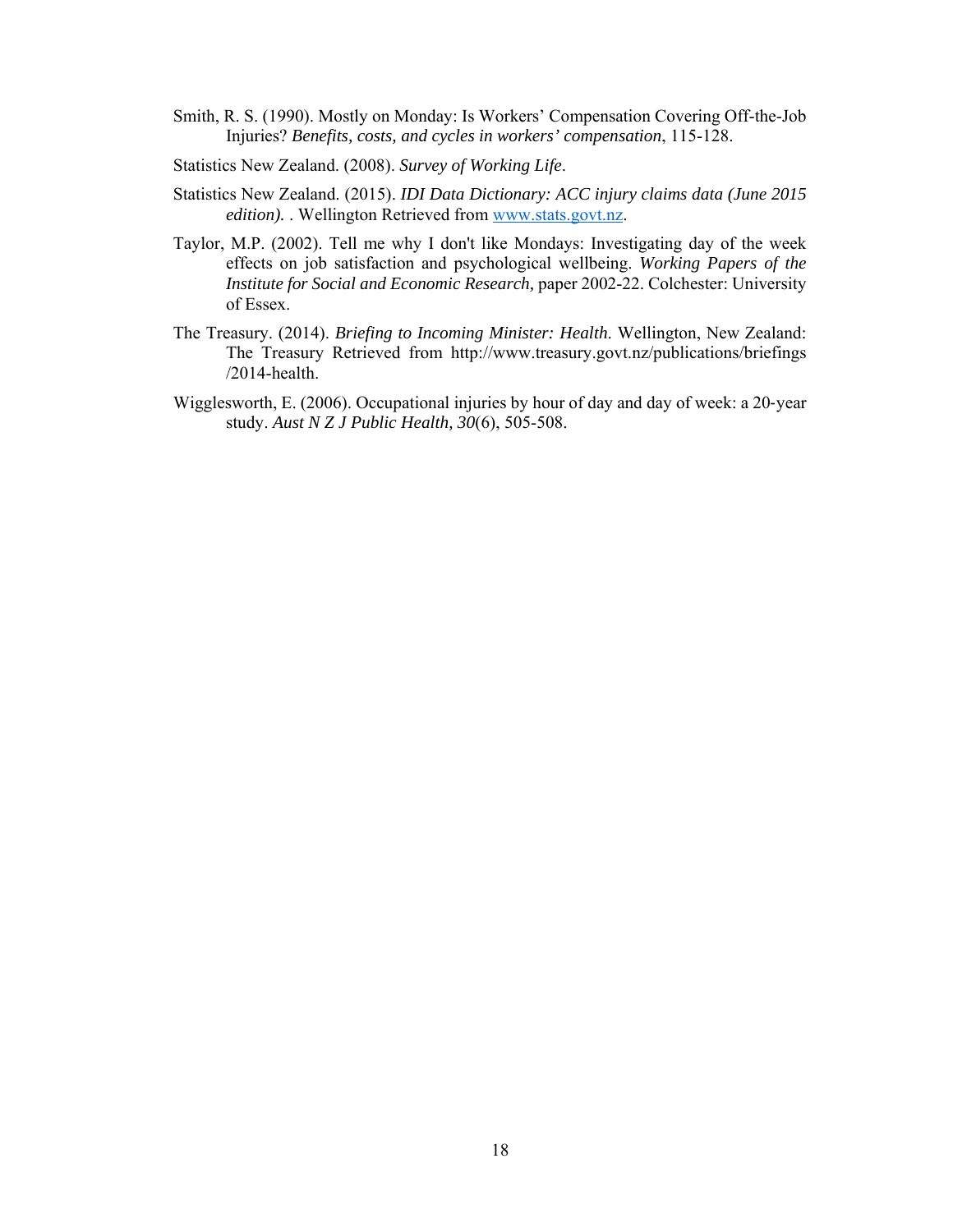Smith, R. S. (1990). Mostly on Monday: Is Workers' Compensation Covering Off-the-Job Injuries? *Benefits, costs, and cycles in workers' compensation*, 115-128.

Statistics New Zealand. (2008). *Survey of Working Life*.

Statistics New Zealand. (2015). *IDI Data Dictionary: ACC injury claims data (June 2015 edition).* . Wellington Retrieved from www.stats.govt.nz.

Taylor, M.P. (2002). Tell me why I don't like Mondays: Investigating day of the week effects on job satisfaction and psychological wellbeing. *Working Papers of the Institute for Social and Economic Research,* paper 2002-22. Colchester: University of Essex.

The Treasury. (2014). *Briefing to Incoming Minister: Health.* Wellington, New Zealand: The Treasury Retrieved from http://www.treasury.govt.nz/publications/briefings /2014-health.

Wigglesworth, E. (2006). Occupational injuries by hour of day and day of week: a 20-year study. *Aust N Z J Public Health, 30*(6), 505-508.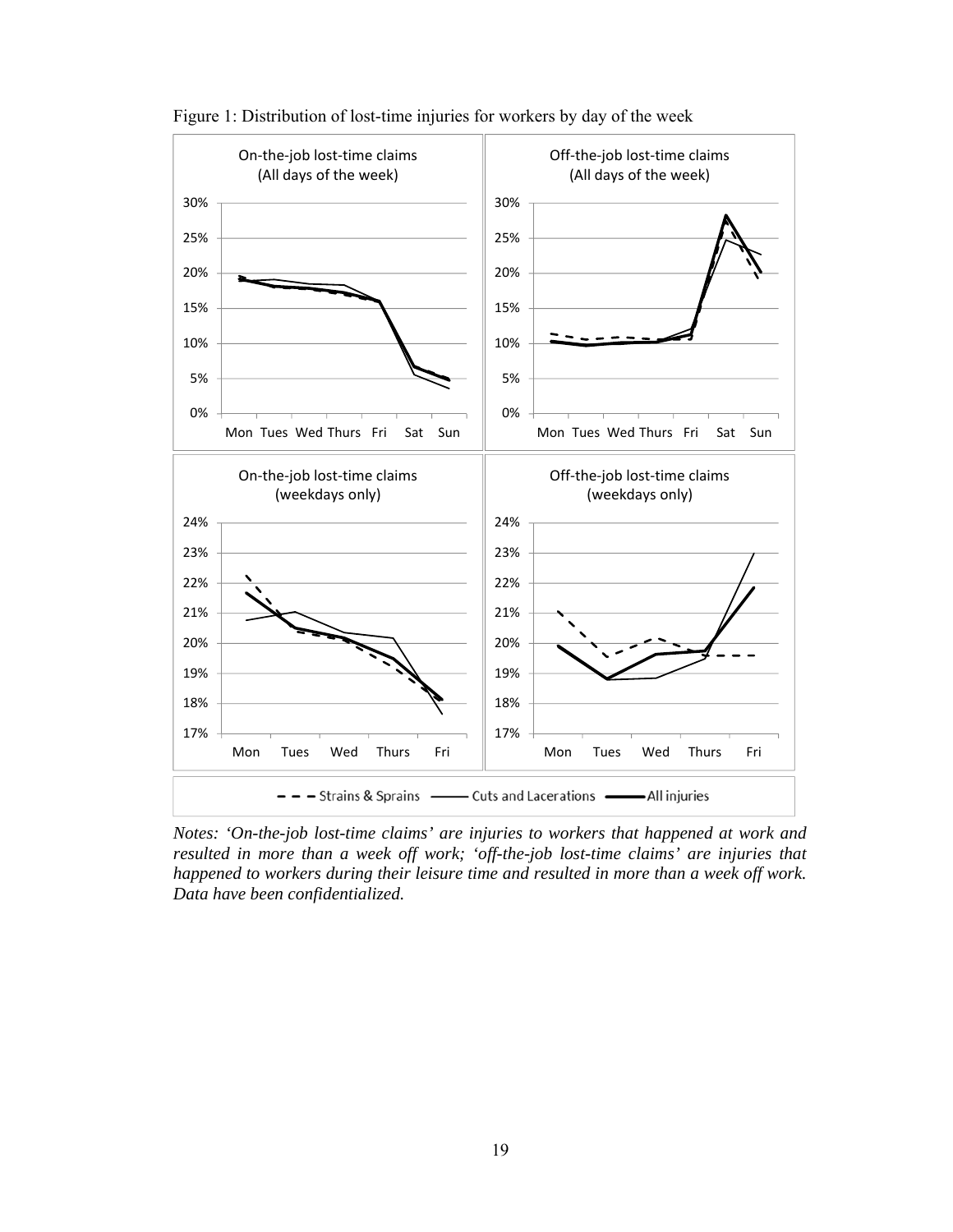Figure 1: Distribution of lost-time injuries for workers by day of the week

*Notes: 'On-the-job lost-time claims' are injuries to workers that happened at work and resulted in more than a week off work; 'off-the-job lost-time claims' are injuries that happened to workers during their leisure time and resulted in more than a week off work. Data have been confidentialized.*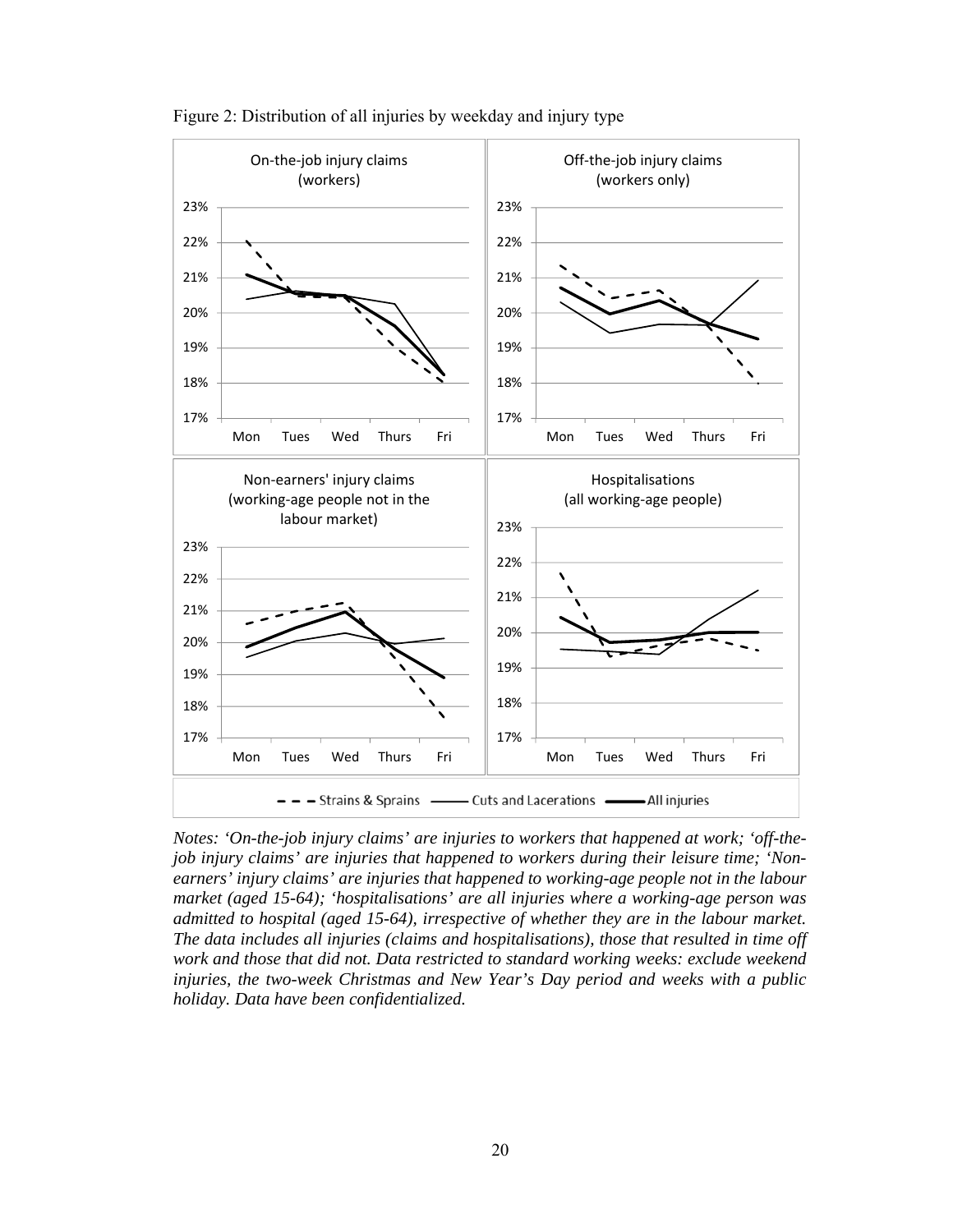Figure 2: Distribution of all injuries by weekday and injury type

*Notes: 'On-the-job injury claims' are injuries to workers that happened at work; 'off-the-job injury claims' are injuries that happened to workers during their leisure time; 'Non-earners' injury claims' are injuries that happened to working-age people not in the labour market (aged 15-64); 'hospitalisations' are all injuries where a working-age person was admitted to hospital (aged 15-64), irrespective of whether they are in the labour market. The data includes all injuries (claims and hospitalisations), those that resulted in time off work and those that did not. Data restricted to standard working weeks: exclude weekend injuries, the two-week Christmas and New Year's Day period and weeks with a public holiday. Data have been confidentialized.*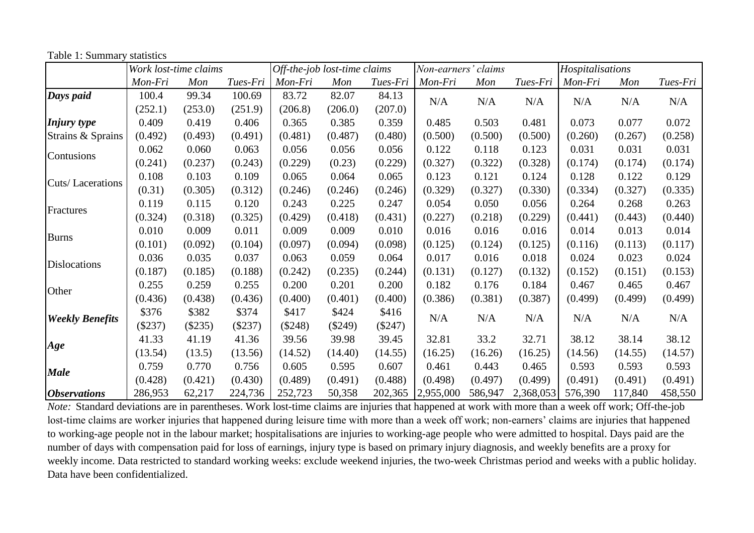Table 1: Summary statistics

| | *Work lost-time claims* | | | *Off-the-job lost-time claims* | | | *Non-earners' claims* | | | *Hospitalisations* | | |
|---|---|---|---|---|---|---|---|---|---|---|---|---|
| | *Mon-Fri* | *Mon* | *Tues-Fri* | *Mon-Fri* | *Mon* | *Tues-Fri* | *Mon-Fri* | *Mon* | *Tues-Fri* | *Mon-Fri* | *Mon* | *Tues-Fri* |
| ***Days paid*** | 100.4 | 99.34 | 100.69 | 83.72 | 82.07 | 84.13 | N/A | N/A | N/A | N/A | N/A | N/A |
| | (252.1) | (253.0) | (251.9) | (206.8) | (206.0) | (207.0) | | | | | | |
| ***Injury type*** | 0.409 | 0.419 | 0.406 | 0.365 | 0.385 | 0.359 | 0.485 | 0.503 | 0.481 | 0.073 | 0.077 | 0.072 |
| Strains & Sprains | (0.492) | (0.493) | (0.491) | (0.481) | (0.487) | (0.480) | (0.500) | (0.500) | (0.500) | (0.260) | (0.267) | (0.258) |
| Contusions | 0.062 | 0.060 | 0.063 | 0.056 | 0.056 | 0.056 | 0.122 | 0.118 | 0.123 | 0.031 | 0.031 | 0.031 |
| | (0.241) | (0.237) | (0.243) | (0.229) | (0.23) | (0.229) | (0.327) | (0.322) | (0.328) | (0.174) | (0.174) | (0.174) |
| Cuts/ Lacerations | 0.108 | 0.103 | 0.109 | 0.065 | 0.064 | 0.065 | 0.123 | 0.121 | 0.124 | 0.128 | 0.122 | 0.129 |
| | (0.31) | (0.305) | (0.312) | (0.246) | (0.246) | (0.246) | (0.329) | (0.327) | (0.330) | (0.334) | (0.327) | (0.335) |
| Fractures | 0.119 | 0.115 | 0.120 | 0.243 | 0.225 | 0.247 | 0.054 | 0.050 | 0.056 | 0.264 | 0.268 | 0.263 |
| | (0.324) | (0.318) | (0.325) | (0.429) | (0.418) | (0.431) | (0.227) | (0.218) | (0.229) | (0.441) | (0.443) | (0.440) |
| Burns | 0.010 | 0.009 | 0.011 | 0.009 | 0.009 | 0.010 | 0.016 | 0.016 | 0.016 | 0.014 | 0.013 | 0.014 |
| | (0.101) | (0.092) | (0.104) | (0.097) | (0.094) | (0.098) | (0.125) | (0.124) | (0.125) | (0.116) | (0.113) | (0.117) |
| Dislocations | 0.036 | 0.035 | 0.037 | 0.063 | 0.059 | 0.064 | 0.017 | 0.016 | 0.018 | 0.024 | 0.023 | 0.024 |
| | (0.187) | (0.185) | (0.188) | (0.242) | (0.235) | (0.244) | (0.131) | (0.127) | (0.132) | (0.152) | (0.151) | (0.153) |
| Other | 0.255 | 0.259 | 0.255 | 0.200 | 0.201 | 0.200 | 0.182 | 0.176 | 0.184 | 0.467 | 0.465 | 0.467 |
| | (0.436) | (0.438) | (0.436) | (0.400) | (0.401) | (0.400) | (0.386) | (0.381) | (0.387) | (0.499) | (0.499) | (0.499) |
| ***Weekly Benefits*** | $376 | $382 | $374 | $417 | $424 | $416 | N/A | N/A | N/A | N/A | N/A | N/A |
| | ($237) | ($235) | ($237) | ($248) | ($249) | ($247) | | | | | | |
| ***Age*** | 41.33 | 41.19 | 41.36 | 39.56 | 39.98 | 39.45 | 32.81 | 33.2 | 32.71 | 38.12 | 38.14 | 38.12 |
| | (13.54) | (13.5) | (13.56) | (14.52) | (14.40) | (14.55) | (16.25) | (16.26) | (16.25) | (14.56) | (14.55) | (14.57) |
| ***Male*** | 0.759 | 0.770 | 0.756 | 0.605 | 0.595 | 0.607 | 0.461 | 0.443 | 0.465 | 0.593 | 0.593 | 0.593 |
| | (0.428) | (0.421) | (0.430) | (0.489) | (0.491) | (0.488) | (0.498) | (0.497) | (0.499) | (0.491) | (0.491) | (0.491) |
| ***Observations*** | 286,953 | 62,217 | 224,736 | 252,723 | 50,358 | 202,365 | 2,955,000 | 586,947 | 2,368,053 | 576,390 | 117,840 | 458,550 |

*Note:* Standard deviations are in parentheses. Work lost-time claims are injuries that happened at work with more than a week off work; Off-the-job lost-time claims are worker injuries that happened during leisure time with more than a week off work; non-earners' claims are injuries that happened to working-age people not in the labour market; hospitalisations are injuries to working-age people who were admitted to hospital. Days paid are the number of days with compensation paid for loss of earnings, injury type is based on primary injury diagnosis, and weekly benefits are a proxy for weekly income. Data restricted to standard working weeks: exclude weekend injuries, the two-week Christmas period and weeks with a public holiday. Data have been confidentialized.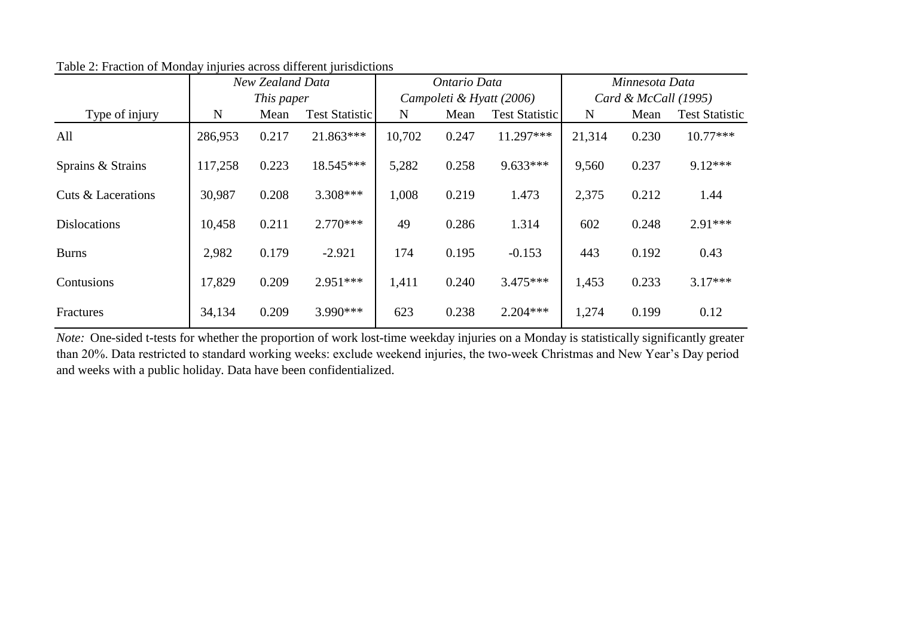Table 2: Fraction of Monday injuries across different jurisdictions

| | *New Zealand Data This paper* | | | *Ontario Data Campoleti & Hyatt (2006)* | | | *Minnesota Data Card & McCall (1995)* | | |
|---|---|---|---|---|---|---|---|---|---|
| Type of injury | N | Mean | Test Statistic | N | Mean | Test Statistic | N | Mean | Test Statistic |
| All | 286,953 | 0.217 | 21.863*** | 10,702 | 0.247 | 11.297*** | 21,314 | 0.230 | 10.77*** |
| Sprains & Strains | 117,258 | 0.223 | 18.545*** | 5,282 | 0.258 | 9.633*** | 9,560 | 0.237 | 9.12*** |
| Cuts & Lacerations | 30,987 | 0.208 | 3.308*** | 1,008 | 0.219 | 1.473 | 2,375 | 0.212 | 1.44 |
| Dislocations | 10,458 | 0.211 | 2.770*** | 49 | 0.286 | 1.314 | 602 | 0.248 | 2.91*** |
| Burns | 2,982 | 0.179 | -2.921 | 174 | 0.195 | -0.153 | 443 | 0.192 | 0.43 |
| Contusions | 17,829 | 0.209 | 2.951*** | 1,411 | 0.240 | 3.475*** | 1,453 | 0.233 | 3.17*** |
| Fractures | 34,134 | 0.209 | 3.990*** | 623 | 0.238 | 2.204*** | 1,274 | 0.199 | 0.12 |

*Note:* One-sided t-tests for whether the proportion of work lost-time weekday injuries on a Monday is statistically significantly greater than 20%. Data restricted to standard working weeks: exclude weekend injuries, the two-week Christmas and New Year's Day period and weeks with a public holiday. Data have been confidentialized.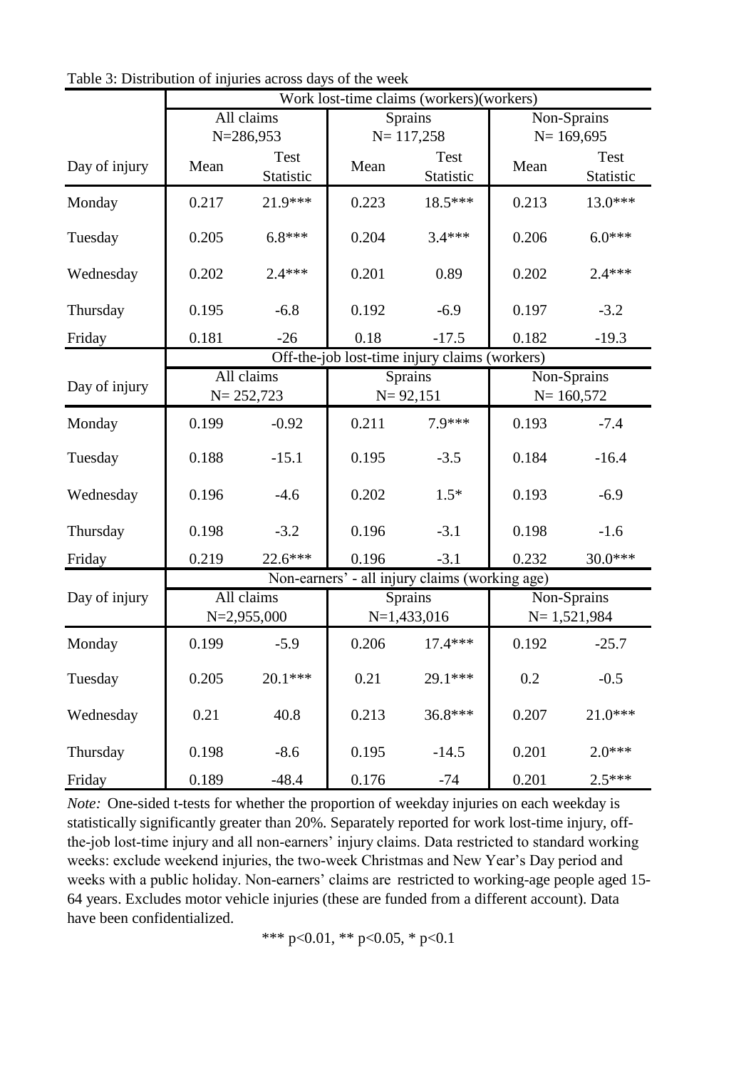Table 3: Distribution of injuries across days of the week

| | Work lost-time claims (workers)(workers) | | | | | |
|---|---|---|---|---|---|---|
| | All claims N=286,953 | | Sprains N= 117,258 | | Non-Sprains N= 169,695 | |
| Day of injury | Mean | Test Statistic | Mean | Test Statistic | Mean | Test Statistic |
| Monday | 0.217 | 21.9*** | 0.223 | 18.5*** | 0.213 | 13.0*** |
| Tuesday | 0.205 | 6.8*** | 0.204 | 3.4*** | 0.206 | 6.0*** |
| Wednesday | 0.202 | 2.4*** | 0.201 | 0.89 | 0.202 | 2.4*** |
| Thursday | 0.195 | -6.8 | 0.192 | -6.9 | 0.197 | -3.2 |
| Friday | 0.181 | -26 | 0.18 | -17.5 | 0.182 | -19.3 |
| | Off-the-job lost-time injury claims (workers) | | | | | |
| Day of injury | All claims N= 252,723 | | Sprains N= 92,151 | | Non-Sprains N= 160,572 | |
| Monday | 0.199 | -0.92 | 0.211 | 7.9*** | 0.193 | -7.4 |
| Tuesday | 0.188 | -15.1 | 0.195 | -3.5 | 0.184 | -16.4 |
| Wednesday | 0.196 | -4.6 | 0.202 | 1.5* | 0.193 | -6.9 |
| Thursday | 0.198 | -3.2 | 0.196 | -3.1 | 0.198 | -1.6 |
| Friday | 0.219 | 22.6*** | 0.196 | -3.1 | 0.232 | 30.0*** |
| | Non-earners' - all injury claims (working age) | | | | | |
| Day of injury | All claims N=2,955,000 | | Sprains N=1,433,016 | | Non-Sprains N= 1,521,984 | |
| Monday | 0.199 | -5.9 | 0.206 | 17.4*** | 0.192 | -25.7 |
| Tuesday | 0.205 | 20.1*** | 0.21 | 29.1*** | 0.2 | -0.5 |
| Wednesday | 0.21 | 40.8 | 0.213 | 36.8*** | 0.207 | 21.0*** |
| Thursday | 0.198 | -8.6 | 0.195 | -14.5 | 0.201 | 2.0*** |
| Friday | 0.189 | -48.4 | 0.176 | -74 | 0.201 | 2.5*** |

*Note:* One-sided t-tests for whether the proportion of weekday injuries on each weekday is statistically significantly greater than 20%. Separately reported for work lost-time injury, off-the-job lost-time injury and all non-earners' injury claims. Data restricted to standard working weeks: exclude weekend injuries, the two-week Christmas and New Year's Day period and weeks with a public holiday. Non-earners' claims are restricted to working-age people aged 15-64 years. Excludes motor vehicle injuries (these are funded from a different account). Data have been confidentialized.

*** $p<0.01$, ** $p<0.05$, * $p<0.1$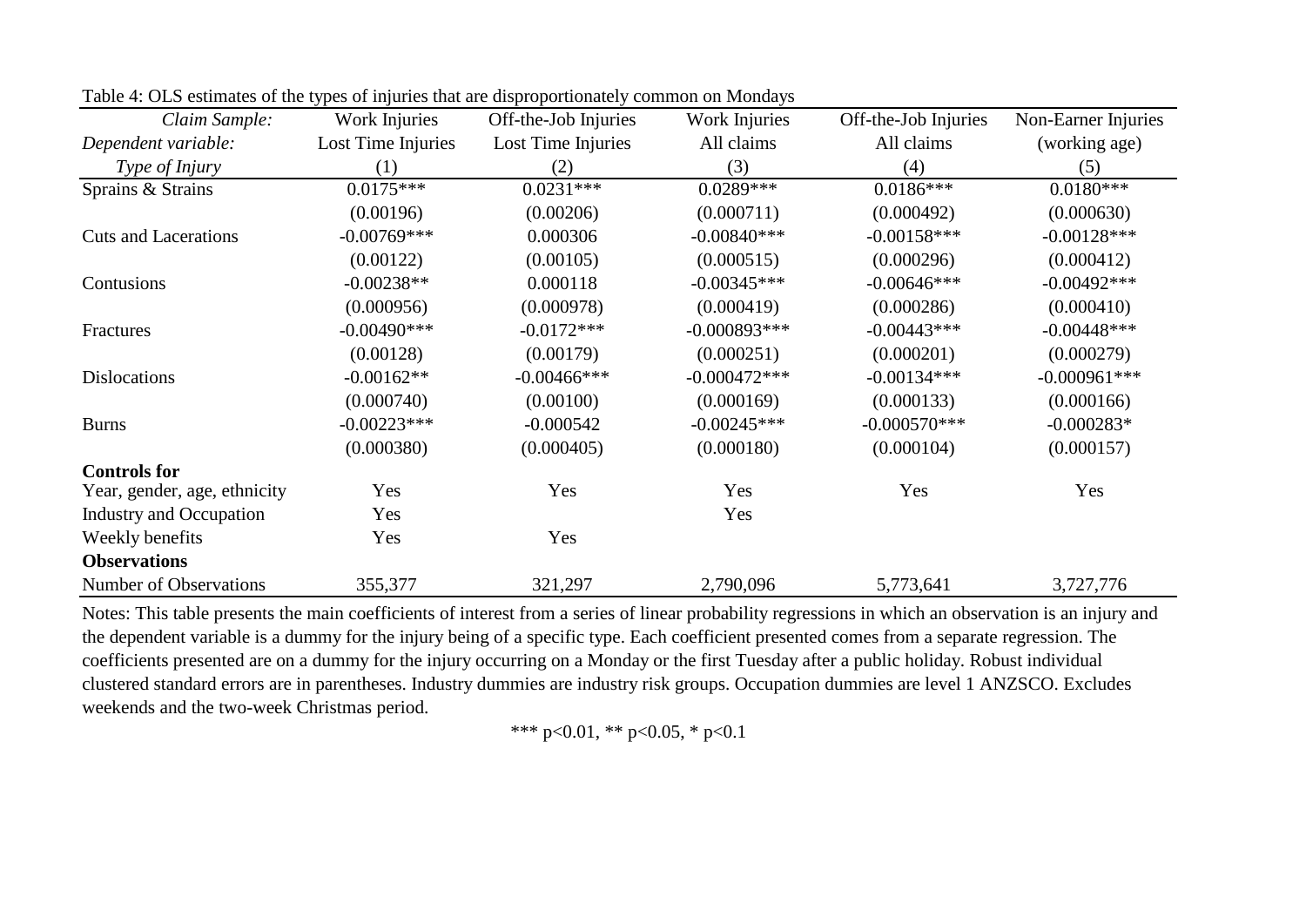Table 4: OLS estimates of the types of injuries that are disproportionately common on Mondays

| *Claim Sample:* | Work Injuries | Off-the-Job Injuries | Work Injuries | Off-the-Job Injuries | Non-Earner Injuries |
|---|---|---|---|---|---|
| *Dependent variable:* | Lost Time Injuries | Lost Time Injuries | All claims | All claims | (working age) |
| *Type of Injury* | (1) | (2) | (3) | (4) | (5) |
| Sprains & Strains | 0.0175*** | 0.0231*** | 0.0289*** | 0.0186*** | 0.0180*** |
| | (0.00196) | (0.00206) | (0.000711) | (0.000492) | (0.000630) |
| Cuts and Lacerations | -0.00769*** | 0.000306 | -0.00840*** | -0.00158*** | -0.00128*** |
| | (0.00122) | (0.00105) | (0.000515) | (0.000296) | (0.000412) |
| Contusions | -0.00238** | 0.000118 | -0.00345*** | -0.00646*** | -0.00492*** |
| | (0.000956) | (0.000978) | (0.000419) | (0.000286) | (0.000410) |
| Fractures | -0.00490*** | -0.0172*** | -0.000893*** | -0.00443*** | -0.00448*** |
| | (0.00128) | (0.00179) | (0.000251) | (0.000201) | (0.000279) |
| Dislocations | -0.00162** | -0.00466*** | -0.000472*** | -0.00134*** | -0.000961*** |
| | (0.000740) | (0.00100) | (0.000169) | (0.000133) | (0.000166) |
| Burns | -0.00223*** | -0.000542 | -0.00245*** | -0.000570*** | -0.000283* |
| | (0.000380) | (0.000405) | (0.000180) | (0.000104) | (0.000157) |
| **Controls for** | | | | | |
| Year, gender, age, ethnicity | Yes | Yes | Yes | Yes | Yes |
| Industry and Occupation | Yes | | Yes | | |
| Weekly benefits | Yes | Yes | | | |
| **Observations** | | | | | |
| Number of Observations | 355,377 | 321,297 | 2,790,096 | 5,773,641 | 3,727,776 |

Notes: This table presents the main coefficients of interest from a series of linear probability regressions in which an observation is an injury and the dependent variable is a dummy for the injury being of a specific type. Each coefficient presented comes from a separate regression. The coefficients presented are on a dummy for the injury occurring on a Monday or the first Tuesday after a public holiday. Robust individual clustered standard errors are in parentheses. Industry dummies are industry risk groups. Occupation dummies are level 1 ANZSCO. Excludes weekends and the two-week Christmas period.

*** p<0.01, ** p<0.05, * p<0.1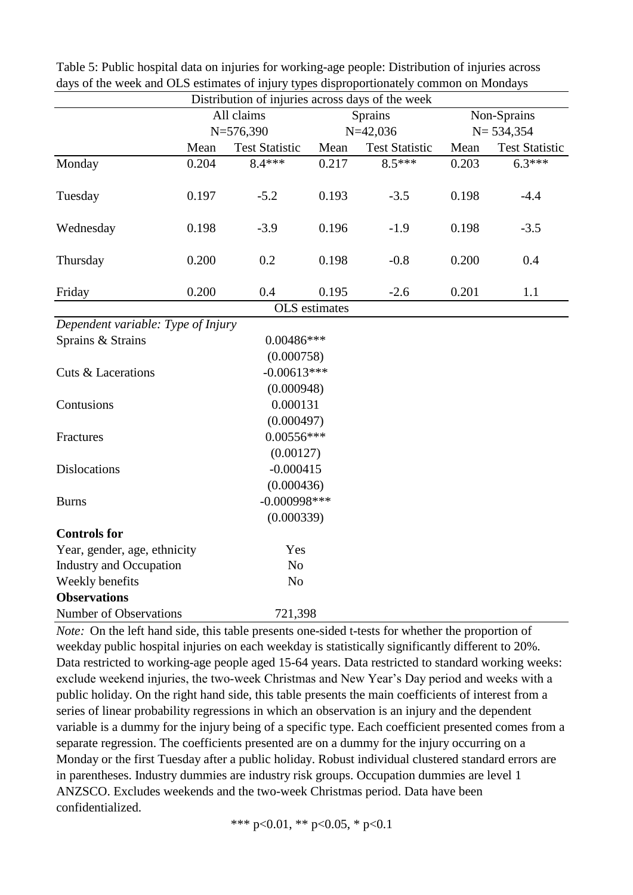Table 5: Public hospital data on injuries for working-age people: Distribution of injuries across days of the week and OLS estimates of injury types disproportionately common on Mondays

| Distribution of injuries across days of the week | | | | | | |
|---|---|---|---|---|---|---|
| | All claims | | Sprains | | Non-Sprains | |
| | N=576,390 | | N=42,036 | | N= 534,354 | |
| | Mean | Test Statistic | Mean | Test Statistic | Mean | Test Statistic |
| Monday | 0.204 | 8.4*** | 0.217 | 8.5*** | 0.203 | 6.3*** |
| Tuesday | 0.197 | -5.2 | 0.193 | -3.5 | 0.198 | -4.4 |
| Wednesday | 0.198 | -3.9 | 0.196 | -1.9 | 0.198 | -3.5 |
| Thursday | 0.200 | 0.2 | 0.198 | -0.8 | 0.200 | 0.4 |
| Friday | 0.200 | 0.4 | 0.195 | -2.6 | 0.201 | 1.1 |

| OLS estimates | |
|---|---|
| *Dependent variable: Type of Injury* | |
| Sprains & Strains | 0.00486*** |
| | (0.000758) |
| Cuts & Lacerations | -0.00613*** |
| | (0.000948) |
| Contusions | 0.000131 |
| | (0.000497) |
| Fractures | 0.00556*** |
| | (0.00127) |
| Dislocations | -0.000415 |
| | (0.000436) |
| Burns | -0.000998*** |
| | (0.000339) |
| **Controls for** | |
| Year, gender, age, ethnicity | Yes |
| Industry and Occupation | No |
| Weekly benefits | No |
| **Observations** | |
| Number of Observations | 721,398 |

*Note:* On the left hand side, this table presents one-sided t-tests for whether the proportion of weekday public hospital injuries on each weekday is statistically significantly different to 20%. Data restricted to working-age people aged 15-64 years. Data restricted to standard working weeks: exclude weekend injuries, the two-week Christmas and New Year's Day period and weeks with a public holiday. On the right hand side, this table presents the main coefficients of interest from a series of linear probability regressions in which an observation is an injury and the dependent variable is a dummy for the injury being of a specific type. Each coefficient presented comes from a separate regression. The coefficients presented are on a dummy for the injury occurring on a Monday or the first Tuesday after a public holiday. Robust individual clustered standard errors are in parentheses. Industry dummies are industry risk groups. Occupation dummies are level 1 ANZSCO. Excludes weekends and the two-week Christmas period. Data have been confidentialized.

*** p<0.01, ** p<0.05, * p<0.1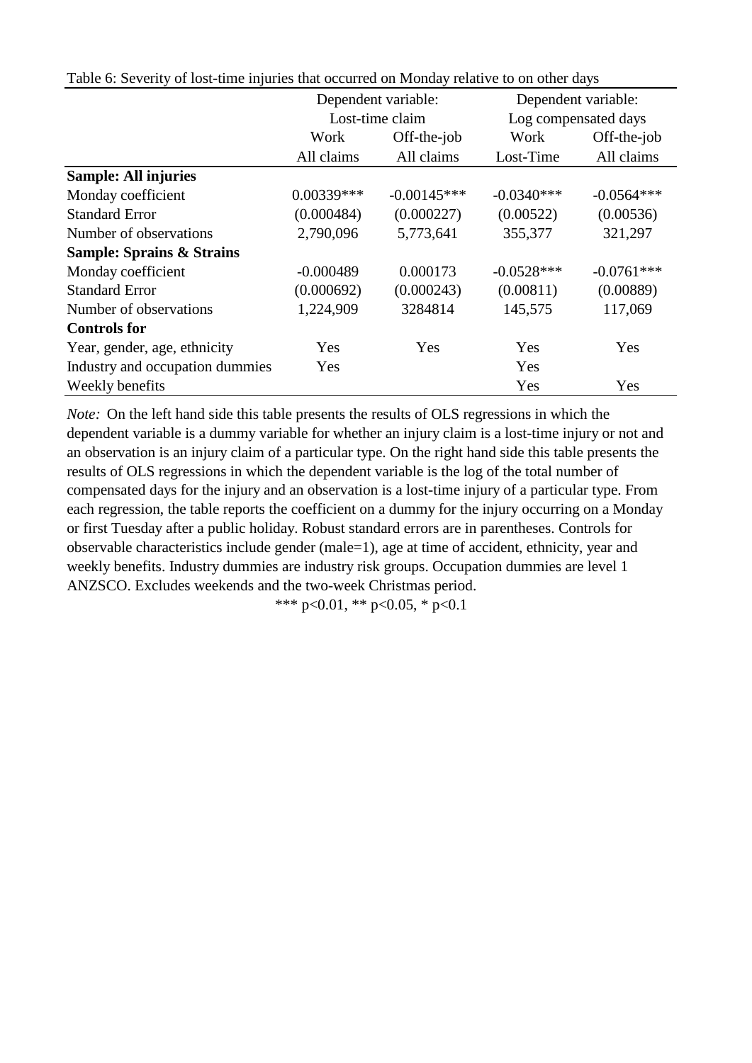Table 6: Severity of lost-time injuries that occurred on Monday relative to on other days

| | Dependent variable: Lost-time claim | | Dependent variable: Log compensated days | |
|---|---|---|---|---|
| | Work | Off-the-job | Work | Off-the-job |
| | All claims | All claims | Lost-Time | All claims |
| **Sample: All injuries** | | | | |
| Monday coefficient | 0.00339*** | -0.00145*** | -0.0340*** | -0.0564*** |
| Standard Error | (0.000484) | (0.000227) | (0.00522) | (0.00536) |
| Number of observations | 2,790,096 | 5,773,641 | 355,377 | 321,297 |
| **Sample: Sprains & Strains** | | | | |
| Monday coefficient | -0.000489 | 0.000173 | -0.0528*** | -0.0761*** |
| Standard Error | (0.000692) | (0.000243) | (0.00811) | (0.00889) |
| Number of observations | 1,224,909 | 3284814 | 145,575 | 117,069 |
| **Controls for** | | | | |
| Year, gender, age, ethnicity | Yes | Yes | Yes | Yes |
| Industry and occupation dummies | Yes | | Yes | |
| Weekly benefits | | | Yes | Yes |

*Note:* On the left hand side this table presents the results of OLS regressions in which the dependent variable is a dummy variable for whether an injury claim is a lost-time injury or not and an observation is an injury claim of a particular type. On the right hand side this table presents the results of OLS regressions in which the dependent variable is the log of the total number of compensated days for the injury and an observation is a lost-time injury of a particular type. From each regression, the table reports the coefficient on a dummy for the injury occurring on a Monday or first Tuesday after a public holiday. Robust standard errors are in parentheses. Controls for observable characteristics include gender (male=1), age at time of accident, ethnicity, year and weekly benefits. Industry dummies are industry risk groups. Occupation dummies are level 1 ANZSCO. Excludes weekends and the two-week Christmas period.

*** p<0.01, ** p<0.05, * p<0.1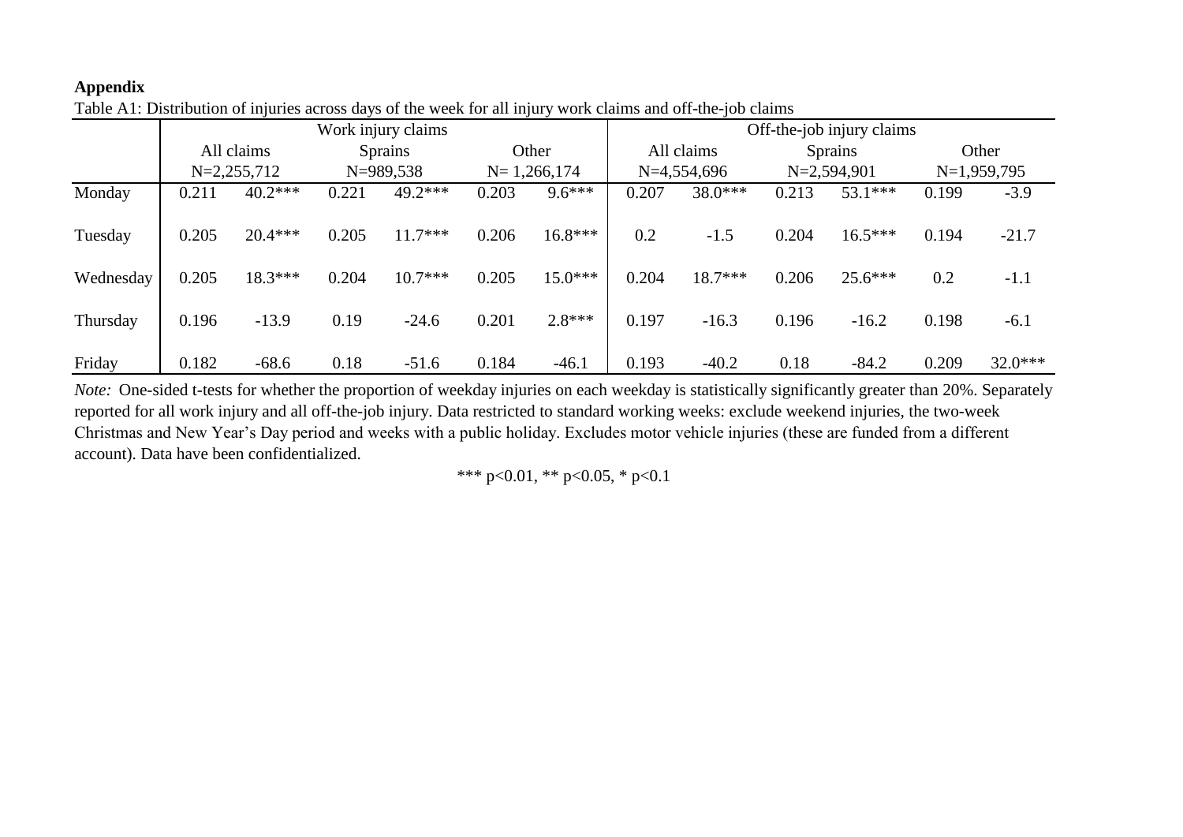**Appendix**

Table A1: Distribution of injuries across days of the week for all injury work claims and off-the-job claims

| | Work injury claims | | | | | | Off-the-job injury claims | | | | | |
|---|---|---|---|---|---|---|---|---|---|---|---|---|
| | All claims | | Sprains | | Other | | All claims | | Sprains | | Other | |
| | N=2,255,712 | | N=989,538 | | N= 1,266,174 | | N=4,554,696 | | N=2,594,901 | | N=1,959,795 | |
| Monday | 0.211 | 40.2*** | 0.221 | 49.2*** | 0.203 | 9.6*** | 0.207 | 38.0*** | 0.213 | 53.1*** | 0.199 | -3.9 |
| Tuesday | 0.205 | 20.4*** | 0.205 | 11.7*** | 0.206 | 16.8*** | 0.2 | -1.5 | 0.204 | 16.5*** | 0.194 | -21.7 |
| Wednesday | 0.205 | 18.3*** | 0.204 | 10.7*** | 0.205 | 15.0*** | 0.204 | 18.7*** | 0.206 | 25.6*** | 0.2 | -1.1 |
| Thursday | 0.196 | -13.9 | 0.19 | -24.6 | 0.201 | 2.8*** | 0.197 | -16.3 | 0.196 | -16.2 | 0.198 | -6.1 |
| Friday | 0.182 | -68.6 | 0.18 | -51.6 | 0.184 | -46.1 | 0.193 | -40.2 | 0.18 | -84.2 | 0.209 | 32.0*** |

*Note:* One-sided t-tests for whether the proportion of weekday injuries on each weekday is statistically significantly greater than 20%. Separately reported for all work injury and all off-the-job injury. Data restricted to standard working weeks: exclude weekend injuries, the two-week Christmas and New Year's Day period and weeks with a public holiday. Excludes motor vehicle injuries (these are funded from a different account). Data have been confidentialized.

*** $p<0.01$, ** $p<0.05$, * $p<0.1$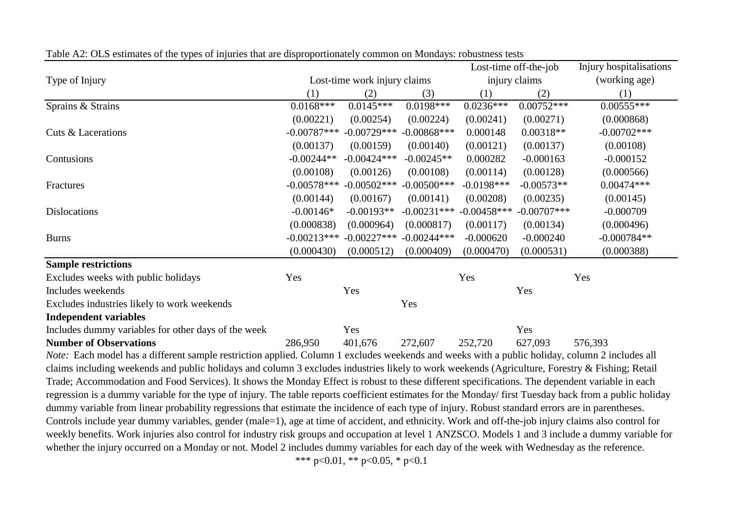Table A2: OLS estimates of the types of injuries that are disproportionately common on Mondays: robustness tests

| Type of Injury | Lost-time work injury claims | | | Lost-time off-the-job injury claims | | Injury hospitalisations (working age) |
|---|---|---|---|---|---|---|
| | (1) | (2) | (3) | (1) | (2) | (1) |
| Sprains & Strains | 0.0168*** | 0.0145*** | 0.0198*** | 0.0236*** | 0.00752*** | 0.00555*** |
| | (0.00221) | (0.00254) | (0.00224) | (0.00241) | (0.00271) | (0.000868) |
| Cuts & Lacerations | -0.00787*** | -0.00729*** | -0.00868*** | 0.000148 | 0.00318** | -0.00702*** |
| | (0.00137) | (0.00159) | (0.00140) | (0.00121) | (0.00137) | (0.00108) |
| Contusions | -0.00244** | -0.00424*** | -0.00245** | 0.000282 | -0.000163 | -0.000152 |
| | (0.00108) | (0.00126) | (0.00108) | (0.00114) | (0.00128) | (0.000566) |
| Fractures | -0.00578*** | -0.00502*** | -0.00500*** | -0.0198*** | -0.00573** | 0.00474*** |
| | (0.00144) | (0.00167) | (0.00141) | (0.00208) | (0.00235) | (0.00145) |
| Dislocations | -0.00146* | -0.00193** | -0.00231*** | -0.00458*** | -0.00707*** | -0.000709 |
| | (0.000838) | (0.000964) | (0.000817) | (0.00117) | (0.00134) | (0.000496) |
| Burns | -0.00213*** | -0.00227*** | -0.00244*** | -0.000620 | -0.000240 | -0.000784** |
| | (0.000430) | (0.000512) | (0.000409) | (0.000470) | (0.000531) | (0.000388) |
| **Sample restrictions** | | | | | | |
| Excludes weeks with public holidays | Yes | | | Yes | | Yes |
| Includes weekends | | Yes | | | Yes | |
| Excludes industries likely to work weekends | | | Yes | | | |
| **Independent variables** | | | | | | |
| Includes dummy variables for other days of the week | | Yes | | | Yes | |
| **Number of Observations** | 286,950 | 401,676 | 272,607 | 252,720 | 627,093 | 576,393 |

*Note:* Each model has a different sample restriction applied. Column 1 excludes weekends and weeks with a public holiday, column 2 includes all claims including weekends and public holidays and column 3 excludes industries likely to work weekends (Agriculture, Forestry & Fishing; Retail Trade; Accommodation and Food Services). It shows the Monday Effect is robust to these different specifications. The dependent variable in each regression is a dummy variable for the type of injury. The table reports coefficient estimates for the Monday/ first Tuesday back from a public holiday dummy variable from linear probability regressions that estimate the incidence of each type of injury. Robust standard errors are in parentheses. Controls include year dummy variables, gender (male=1), age at time of accident, and ethnicity. Work and off-the-job injury claims also control for weekly benefits. Work injuries also control for industry risk groups and occupation at level 1 ANZSCO. Models 1 and 3 include a dummy variable for whether the injury occurred on a Monday or not. Model 2 includes dummy variables for each day of the week with Wednesday as the reference.

*** $p<0.01$, ** $p<0.05$, * $p<0.1$